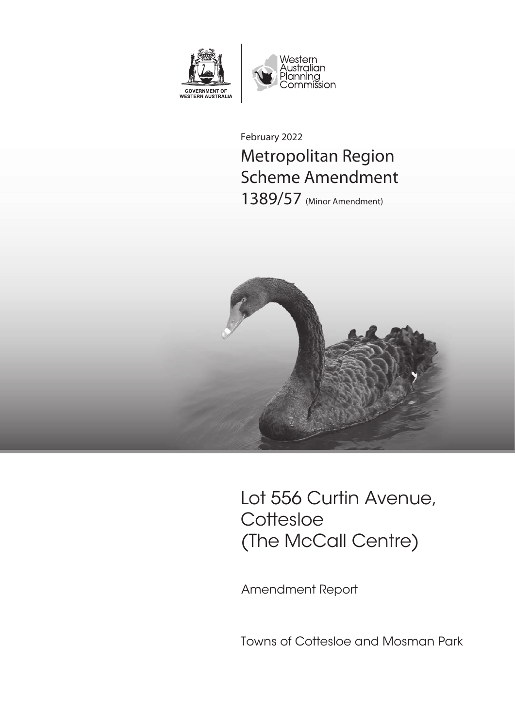GOVERNMENT OF WESTERN AUSTRALIA

Western Australian Planning Commission

February 2022

# Metropolitan Region Scheme Amendment 1389/57 (Minor Amendment)

# Lot 556 Curtin Avenue, Cottesloe (The McCall Centre)

Amendment Report

Towns of Cottesloe and Mosman Park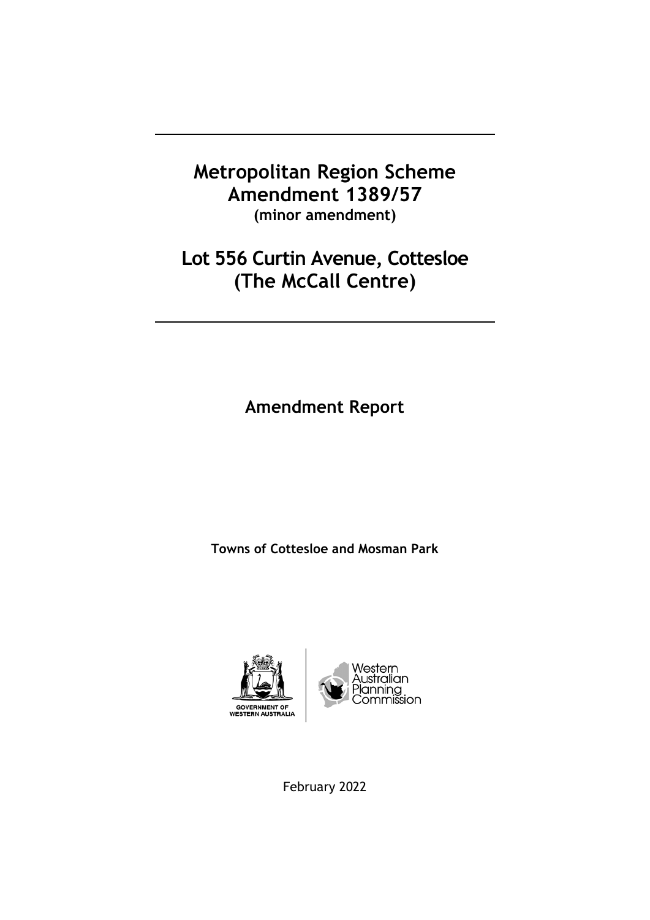# Metropolitan Region Scheme Amendment 1389/57
**(minor amendment)**

# Lot 556 Curtin Avenue, Cottesloe (The McCall Centre)

## Amendment Report

**Towns of Cottesloe and Mosman Park**

February 2022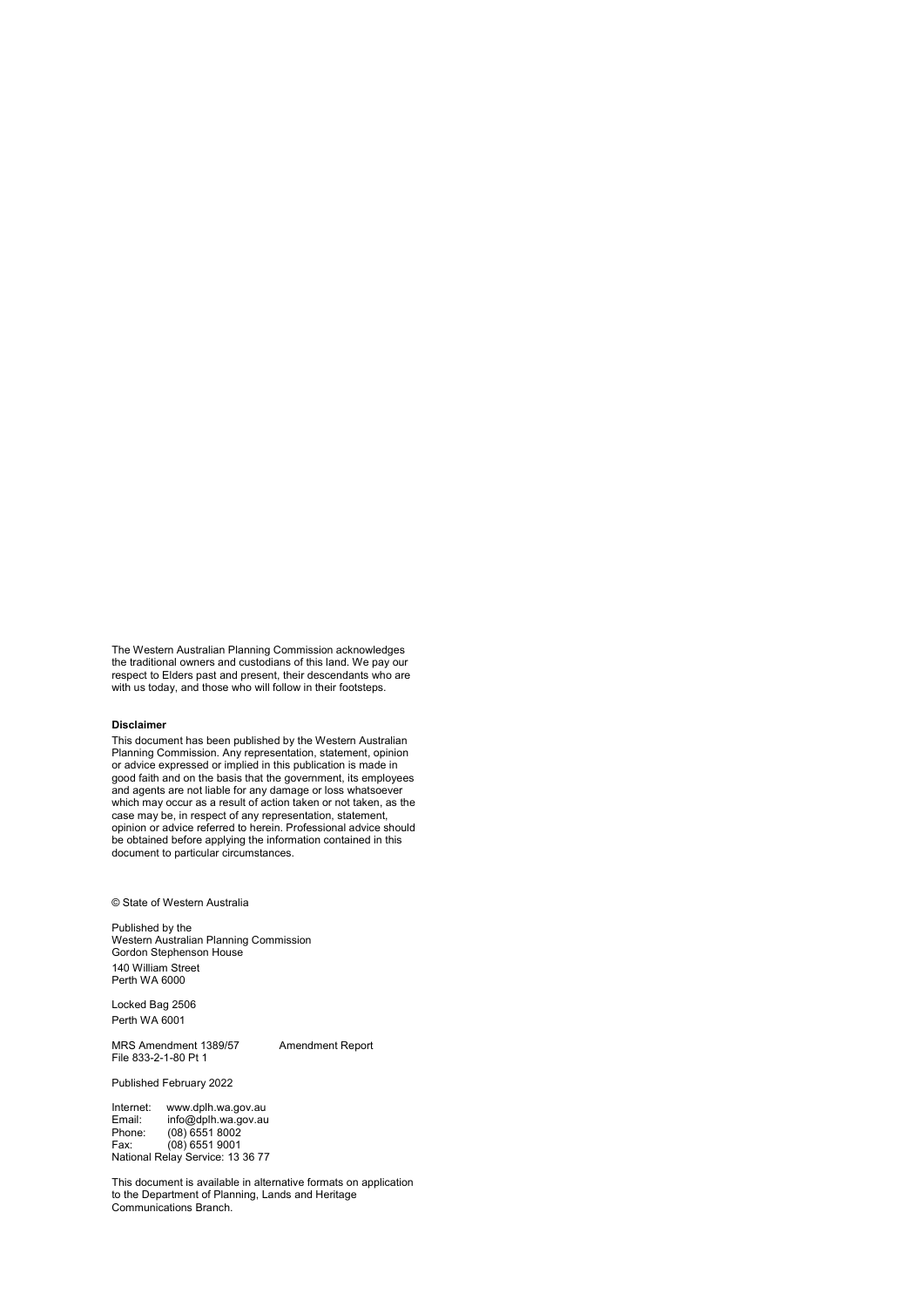The Western Australian Planning Commission acknowledges the traditional owners and custodians of this land. We pay our respect to Elders past and present, their descendants who are with us today, and those who will follow in their footsteps.

**Disclaimer**

This document has been published by the Western Australian Planning Commission. Any representation, statement, opinion or advice expressed or implied in this publication is made in good faith and on the basis that the government, its employees and agents are not liable for any damage or loss whatsoever which may occur as a result of action taken or not taken, as the case may be, in respect of any representation, statement, opinion or advice referred to herein. Professional advice should be obtained before applying the information contained in this document to particular circumstances.

© State of Western Australia

Published by the
Western Australian Planning Commission
Gordon Stephenson House
140 William Street
Perth WA 6000

Locked Bag 2506
Perth WA 6001

MRS Amendment 1389/57 Amendment Report
File 833-2-1-80 Pt 1

Published February 2022

Internet: www.dplh.wa.gov.au
Email: info@dplh.wa.gov.au
Phone: (08) 6551 8002
Fax: (08) 6551 9001
National Relay Service: 13 36 77

This document is available in alternative formats on application to the Department of Planning, Lands and Heritage Communications Branch.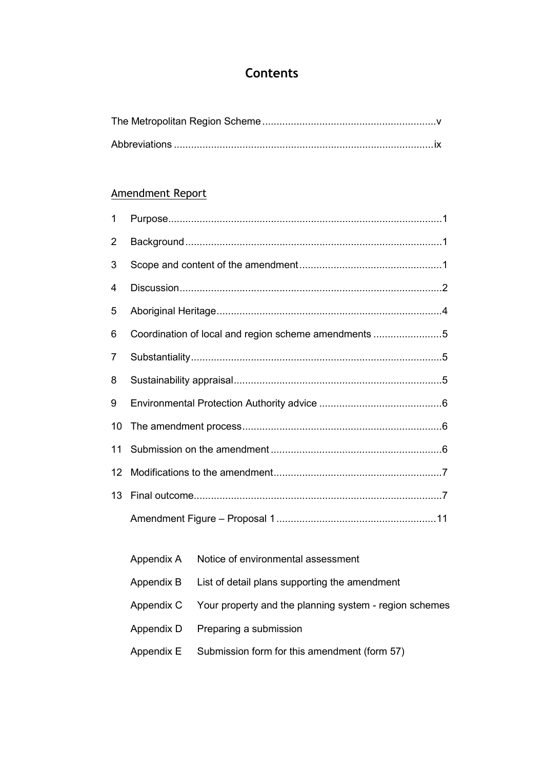# Contents

The Metropolitan Region Scheme ............................................................v

Abbreviations ..........................................................................................ix

## Amendment Report

1 Purpose..............................................................................................1

2 Background.........................................................................................1

3 Scope and content of the amendment..................................................1

4 Discussion...........................................................................................2

5 Aboriginal Heritage..............................................................................4

6 Coordination of local and region scheme amendments ........................5

7 Substantiality.......................................................................................5

8 Sustainability appraisal........................................................................5

9 Environmental Protection Authority advice ...........................................6

10 The amendment process.....................................................................6

11 Submission on the amendment ...........................................................6

12 Modifications to the amendment..........................................................7

13 Final outcome......................................................................................7

Amendment Figure – Proposal 1 ........................................................11

| | |
|---|---|
| Appendix A | Notice of environmental assessment |
| Appendix B | List of detail plans supporting the amendment |
| Appendix C | Your property and the planning system - region schemes |
| Appendix D | Preparing a submission |
| Appendix E | Submission form for this amendment (form 57) |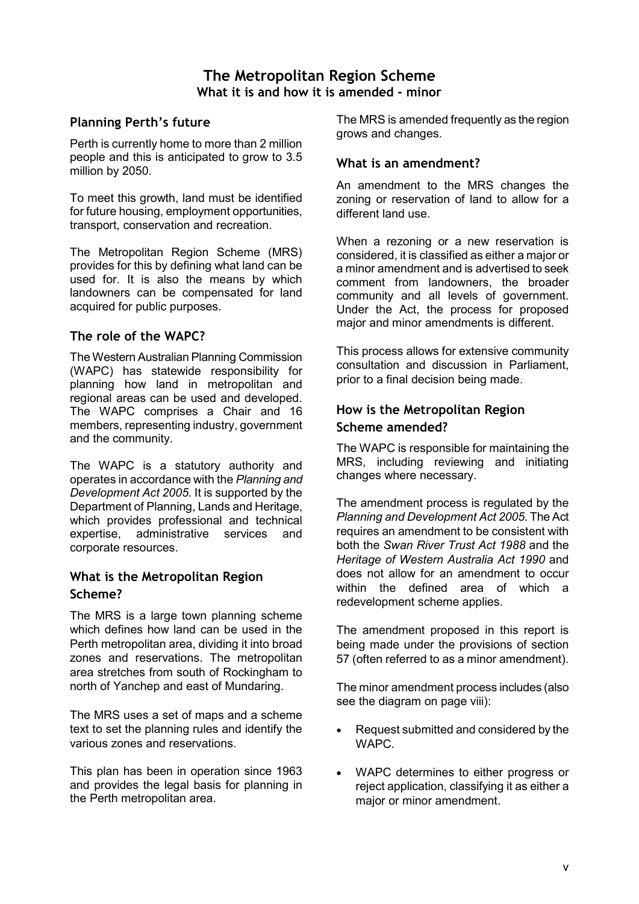# The Metropolitan Region Scheme

**What it is and how it is amended - minor**

## Planning Perth's future

Perth is currently home to more than 2 million people and this is anticipated to grow to 3.5 million by 2050.

To meet this growth, land must be identified for future housing, employment opportunities, transport, conservation and recreation.

The Metropolitan Region Scheme (MRS) provides for this by defining what land can be used for. It is also the means by which landowners can be compensated for land acquired for public purposes.

## The role of the WAPC?

The Western Australian Planning Commission (WAPC) has statewide responsibility for planning how land in metropolitan and regional areas can be used and developed. The WAPC comprises a Chair and 16 members, representing industry, government and the community.

The WAPC is a statutory authority and operates in accordance with the *Planning and Development Act 2005*. It is supported by the Department of Planning, Lands and Heritage, which provides professional and technical expertise, administrative services and corporate resources.

## What is the Metropolitan Region Scheme?

The MRS is a large town planning scheme which defines how land can be used in the Perth metropolitan area, dividing it into broad zones and reservations. The metropolitan area stretches from south of Rockingham to north of Yanchep and east of Mundaring.

The MRS uses a set of maps and a scheme text to set the planning rules and identify the various zones and reservations.

This plan has been in operation since 1963 and provides the legal basis for planning in the Perth metropolitan area.

The MRS is amended frequently as the region grows and changes.

## What is an amendment?

An amendment to the MRS changes the zoning or reservation of land to allow for a different land use.

When a rezoning or a new reservation is considered, it is classified as either a major or a minor amendment and is advertised to seek comment from landowners, the broader community and all levels of government. Under the Act, the process for proposed major and minor amendments is different.

This process allows for extensive community consultation and discussion in Parliament, prior to a final decision being made.

## How is the Metropolitan Region Scheme amended?

The WAPC is responsible for maintaining the MRS, including reviewing and initiating changes where necessary.

The amendment process is regulated by the *Planning and Development Act 2005*. The Act requires an amendment to be consistent with both the *Swan River Trust Act 1988* and the *Heritage of Western Australia Act 1990* and does not allow for an amendment to occur within the defined area of which a redevelopment scheme applies.

The amendment proposed in this report is being made under the provisions of section 57 (often referred to as a minor amendment).

The minor amendment process includes (also see the diagram on page viii):

- Request submitted and considered by the WAPC.
- WAPC determines to either progress or reject application, classifying it as either a major or minor amendment.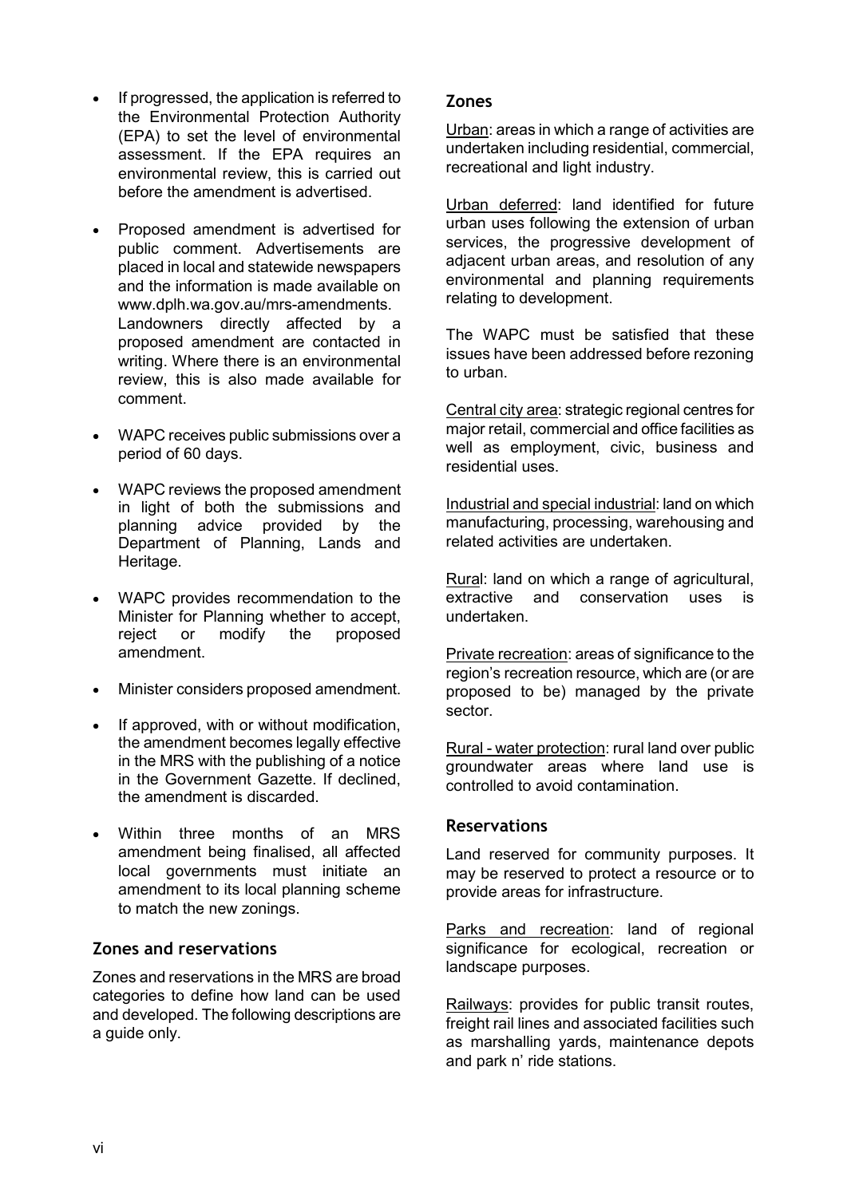- If progressed, the application is referred to the Environmental Protection Authority (EPA) to set the level of environmental assessment. If the EPA requires an environmental review, this is carried out before the amendment is advertised.
- Proposed amendment is advertised for public comment. Advertisements are placed in local and statewide newspapers and the information is made available on www.dplh.wa.gov.au/mrs-amendments. Landowners directly affected by a proposed amendment are contacted in writing. Where there is an environmental review, this is also made available for comment.
- WAPC receives public submissions over a period of 60 days.
- WAPC reviews the proposed amendment in light of both the submissions and planning advice provided by the Department of Planning, Lands and Heritage.
- WAPC provides recommendation to the Minister for Planning whether to accept, reject or modify the proposed amendment.
- Minister considers proposed amendment.
- If approved, with or without modification, the amendment becomes legally effective in the MRS with the publishing of a notice in the Government Gazette. If declined, the amendment is discarded.
- Within three months of an MRS amendment being finalised, all affected local governments must initiate an amendment to its local planning scheme to match the new zonings.

## Zones and reservations

Zones and reservations in the MRS are broad categories to define how land can be used and developed. The following descriptions are a guide only.

### Zones

Urban: areas in which a range of activities are undertaken including residential, commercial, recreational and light industry.

Urban deferred: land identified for future urban uses following the extension of urban services, the progressive development of adjacent urban areas, and resolution of any environmental and planning requirements relating to development.

The WAPC must be satisfied that these issues have been addressed before rezoning to urban.

Central city area: strategic regional centres for major retail, commercial and office facilities as well as employment, civic, business and residential uses.

Industrial and special industrial: land on which manufacturing, processing, warehousing and related activities are undertaken.

Rural: land on which a range of agricultural, extractive and conservation uses is undertaken.

Private recreation: areas of significance to the region's recreation resource, which are (or are proposed to be) managed by the private sector.

Rural - water protection: rural land over public groundwater areas where land use is controlled to avoid contamination.

### Reservations

Land reserved for community purposes. It may be reserved to protect a resource or to provide areas for infrastructure.

Parks and recreation: land of regional significance for ecological, recreation or landscape purposes.

Railways: provides for public transit routes, freight rail lines and associated facilities such as marshalling yards, maintenance depots and park n' ride stations.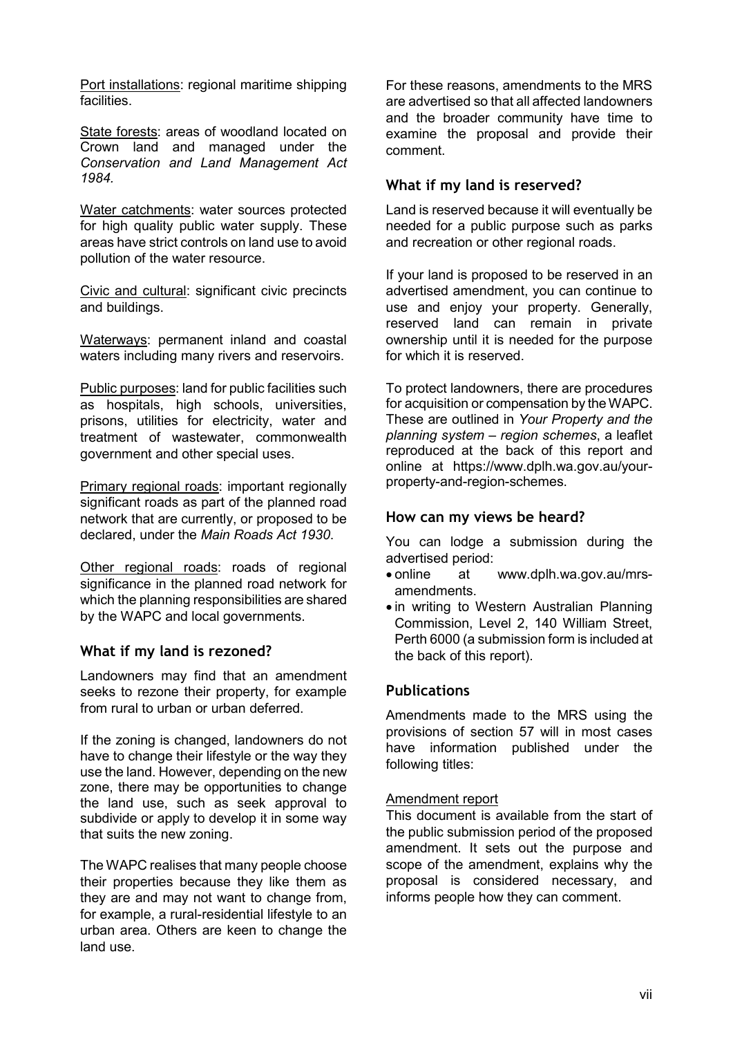Port installations: regional maritime shipping facilities.

State forests: areas of woodland located on Crown land and managed under the *Conservation and Land Management Act 1984.*

Water catchments: water sources protected for high quality public water supply. These areas have strict controls on land use to avoid pollution of the water resource.

Civic and cultural: significant civic precincts and buildings.

Waterways: permanent inland and coastal waters including many rivers and reservoirs.

Public purposes: land for public facilities such as hospitals, high schools, universities, prisons, utilities for electricity, water and treatment of wastewater, commonwealth government and other special uses.

Primary regional roads: important regionally significant roads as part of the planned road network that are currently, or proposed to be declared, under the *Main Roads Act 1930*.

Other regional roads: roads of regional significance in the planned road network for which the planning responsibilities are shared by the WAPC and local governments.

### What if my land is rezoned?

Landowners may find that an amendment seeks to rezone their property, for example from rural to urban or urban deferred.

If the zoning is changed, landowners do not have to change their lifestyle or the way they use the land. However, depending on the new zone, there may be opportunities to change the land use, such as seek approval to subdivide or apply to develop it in some way that suits the new zoning.

The WAPC realises that many people choose their properties because they like them as they are and may not want to change from, for example, a rural-residential lifestyle to an urban area. Others are keen to change the land use.

For these reasons, amendments to the MRS are advertised so that all affected landowners and the broader community have time to examine the proposal and provide their comment.

### What if my land is reserved?

Land is reserved because it will eventually be needed for a public purpose such as parks and recreation or other regional roads.

If your land is proposed to be reserved in an advertised amendment, you can continue to use and enjoy your property. Generally, reserved land can remain in private ownership until it is needed for the purpose for which it is reserved.

To protect landowners, there are procedures for acquisition or compensation by the WAPC. These are outlined in *Your Property and the planning system – region schemes*, a leaflet reproduced at the back of this report and online at https://www.dplh.wa.gov.au/your-property-and-region-schemes.

### How can my views be heard?

You can lodge a submission during the advertised period:

- online at www.dplh.wa.gov.au/mrs-amendments.
- in writing to Western Australian Planning Commission, Level 2, 140 William Street, Perth 6000 (a submission form is included at the back of this report).

### Publications

Amendments made to the MRS using the provisions of section 57 will in most cases have information published under the following titles:

Amendment report

This document is available from the start of the public submission period of the proposed amendment. It sets out the purpose and scope of the amendment, explains why the proposal is considered necessary, and informs people how they can comment.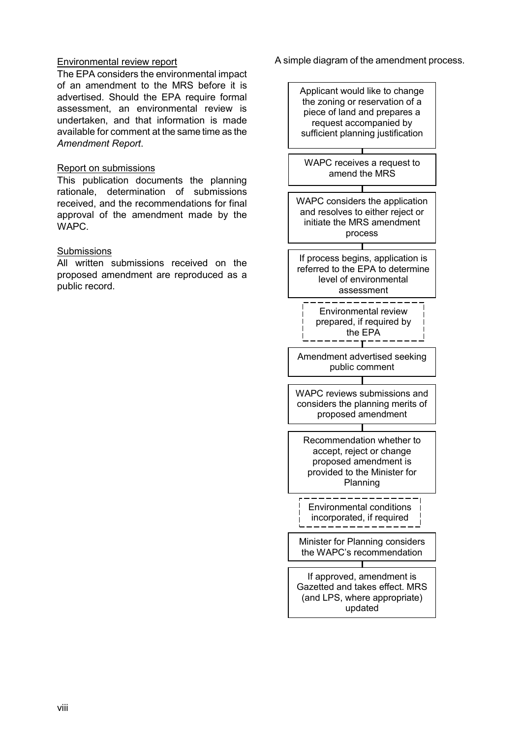<u>Environmental review report</u>

The EPA considers the environmental impact of an amendment to the MRS before it is advertised. Should the EPA require formal assessment, an environmental review is undertaken, and that information is made available for comment at the same time as the *Amendment Report*.

<u>Report on submissions</u>

This publication documents the planning rationale, determination of submissions received, and the recommendations for final approval of the amendment made by the WAPC.

<u>Submissions</u>

All written submissions received on the proposed amendment are reproduced as a public record.

A simple diagram of the amendment process.

- Applicant would like to change the zoning or reservation of a piece of land and prepares a request accompanied by sufficient planning justification
- WAPC receives a request to amend the MRS
- WAPC considers the application and resolves to either reject or initiate the MRS amendment process
- If process begins, application is referred to the EPA to determine level of environmental assessment
- Environmental review prepared, if required by the EPA
- Amendment advertised seeking public comment
- WAPC reviews submissions and considers the planning merits of proposed amendment
- Recommendation whether to accept, reject or change proposed amendment is provided to the Minister for Planning
- Environmental conditions incorporated, if required
- Minister for Planning considers the WAPC's recommendation
- If approved, amendment is Gazetted and takes effect. MRS (and LPS, where appropriate) updated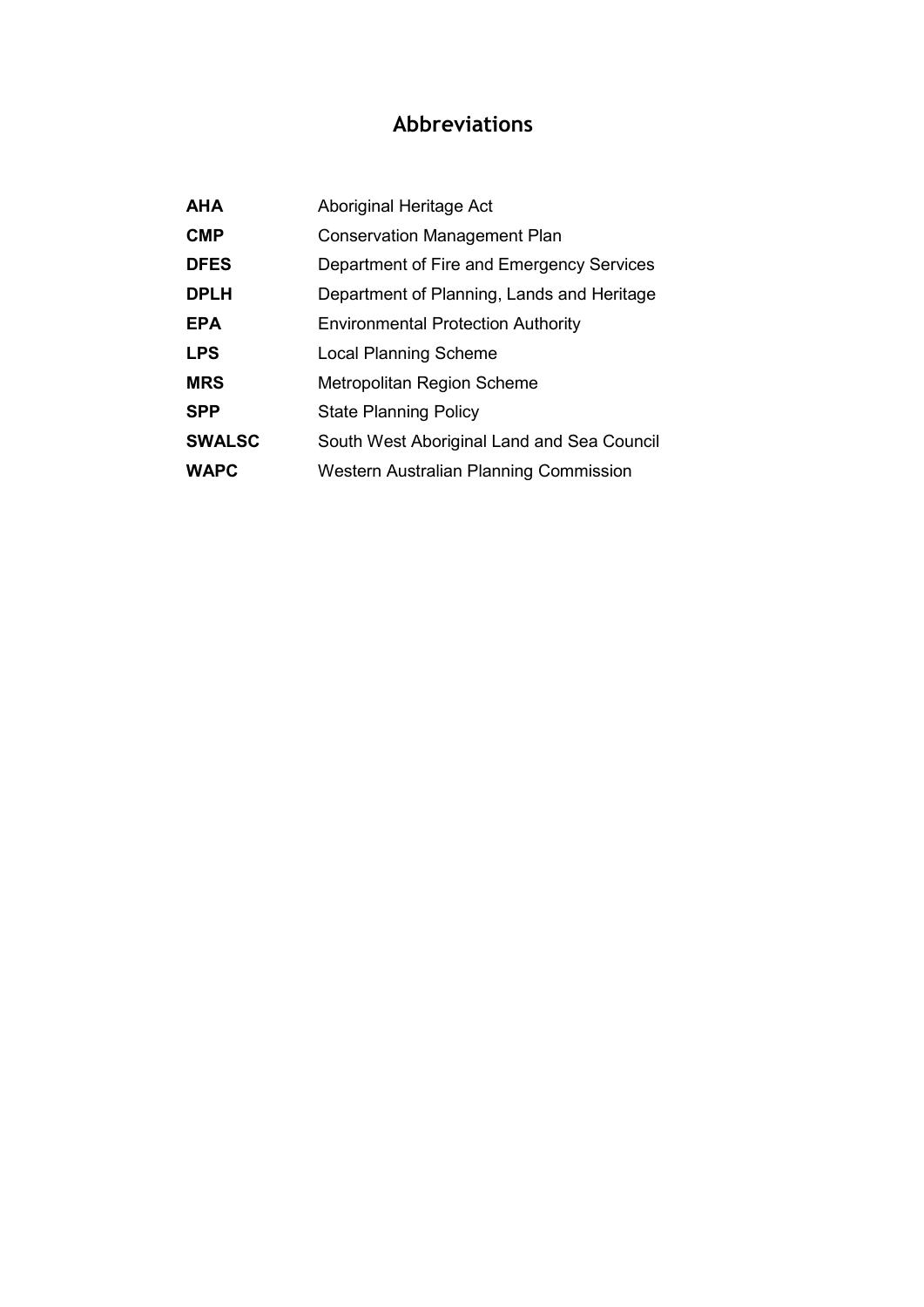# Abbreviations

| | |
|---|---|
| **AHA** | Aboriginal Heritage Act |
| **CMP** | Conservation Management Plan |
| **DFES** | Department of Fire and Emergency Services |
| **DPLH** | Department of Planning, Lands and Heritage |
| **EPA** | Environmental Protection Authority |
| **LPS** | Local Planning Scheme |
| **MRS** | Metropolitan Region Scheme |
| **SPP** | State Planning Policy |
| **SWALSC** | South West Aboriginal Land and Sea Council |
| **WAPC** | Western Australian Planning Commission |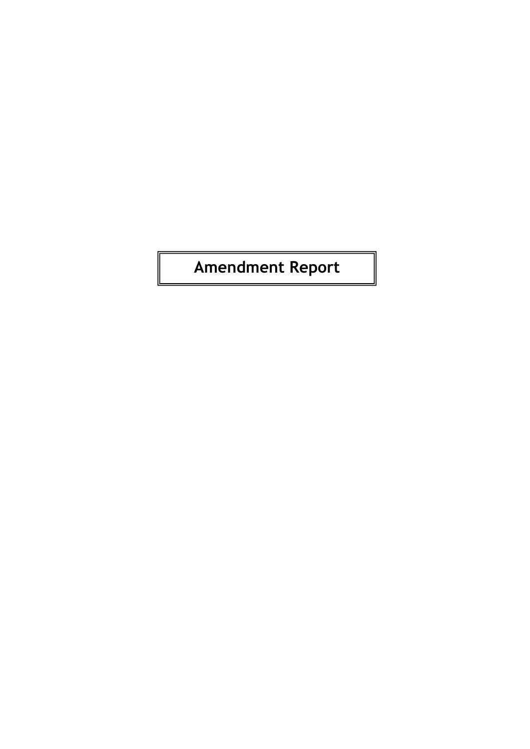# Amendment Report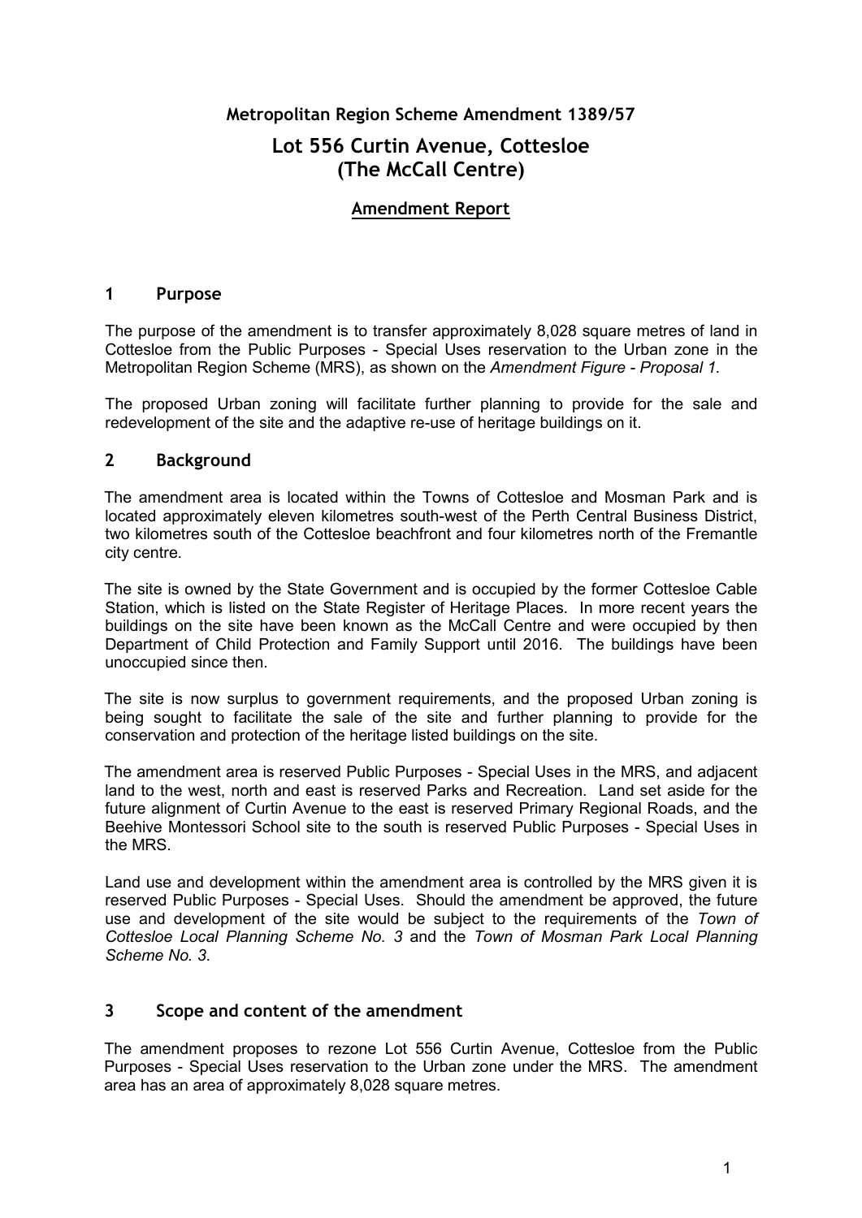**Metropolitan Region Scheme Amendment 1389/57**

# Lot 556 Curtin Avenue, Cottesloe (The McCall Centre)

## Amendment Report

## 1 Purpose

The purpose of the amendment is to transfer approximately 8,028 square metres of land in Cottesloe from the Public Purposes - Special Uses reservation to the Urban zone in the Metropolitan Region Scheme (MRS), as shown on the *Amendment Figure - Proposal 1.*

The proposed Urban zoning will facilitate further planning to provide for the sale and redevelopment of the site and the adaptive re-use of heritage buildings on it.

## 2 Background

The amendment area is located within the Towns of Cottesloe and Mosman Park and is located approximately eleven kilometres south-west of the Perth Central Business District, two kilometres south of the Cottesloe beachfront and four kilometres north of the Fremantle city centre.

The site is owned by the State Government and is occupied by the former Cottesloe Cable Station, which is listed on the State Register of Heritage Places. In more recent years the buildings on the site have been known as the McCall Centre and were occupied by then Department of Child Protection and Family Support until 2016. The buildings have been unoccupied since then.

The site is now surplus to government requirements, and the proposed Urban zoning is being sought to facilitate the sale of the site and further planning to provide for the conservation and protection of the heritage listed buildings on the site.

The amendment area is reserved Public Purposes - Special Uses in the MRS, and adjacent land to the west, north and east is reserved Parks and Recreation. Land set aside for the future alignment of Curtin Avenue to the east is reserved Primary Regional Roads, and the Beehive Montessori School site to the south is reserved Public Purposes - Special Uses in the MRS.

Land use and development within the amendment area is controlled by the MRS given it is reserved Public Purposes - Special Uses. Should the amendment be approved, the future use and development of the site would be subject to the requirements of the *Town of Cottesloe Local Planning Scheme No. 3* and the *Town of Mosman Park Local Planning Scheme No. 3*.

## 3 Scope and content of the amendment

The amendment proposes to rezone Lot 556 Curtin Avenue, Cottesloe from the Public Purposes - Special Uses reservation to the Urban zone under the MRS. The amendment area has an area of approximately 8,028 square metres.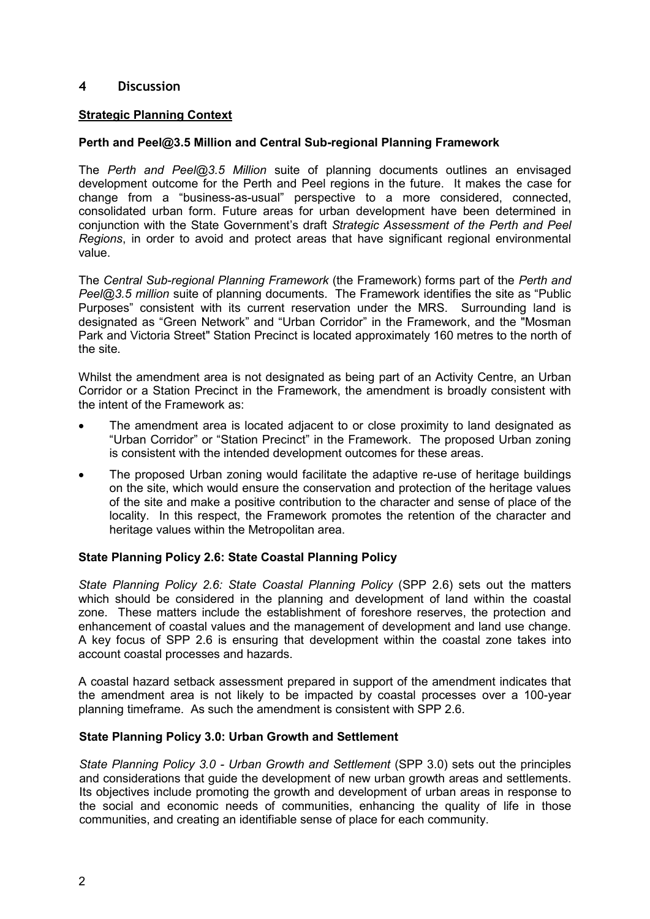# 4 Discussion

**Strategic Planning Context**

**Perth and Peel@3.5 Million and Central Sub-regional Planning Framework**

The *Perth and Peel@3.5 Million* suite of planning documents outlines an envisaged development outcome for the Perth and Peel regions in the future. It makes the case for change from a "business-as-usual" perspective to a more considered, connected, consolidated urban form. Future areas for urban development have been determined in conjunction with the State Government's draft *Strategic Assessment of the Perth and Peel Regions*, in order to avoid and protect areas that have significant regional environmental value.

The *Central Sub-regional Planning Framework* (the Framework) forms part of the *Perth and Peel@3.5 million* suite of planning documents. The Framework identifies the site as "Public Purposes" consistent with its current reservation under the MRS. Surrounding land is designated as "Green Network" and "Urban Corridor" in the Framework, and the "Mosman Park and Victoria Street" Station Precinct is located approximately 160 metres to the north of the site.

Whilst the amendment area is not designated as being part of an Activity Centre, an Urban Corridor or a Station Precinct in the Framework, the amendment is broadly consistent with the intent of the Framework as:

- The amendment area is located adjacent to or close proximity to land designated as "Urban Corridor" or "Station Precinct" in the Framework. The proposed Urban zoning is consistent with the intended development outcomes for these areas.
- The proposed Urban zoning would facilitate the adaptive re-use of heritage buildings on the site, which would ensure the conservation and protection of the heritage values of the site and make a positive contribution to the character and sense of place of the locality. In this respect, the Framework promotes the retention of the character and heritage values within the Metropolitan area.

**State Planning Policy 2.6: State Coastal Planning Policy**

*State Planning Policy 2.6: State Coastal Planning Policy* (SPP 2.6) sets out the matters which should be considered in the planning and development of land within the coastal zone. These matters include the establishment of foreshore reserves, the protection and enhancement of coastal values and the management of development and land use change. A key focus of SPP 2.6 is ensuring that development within the coastal zone takes into account coastal processes and hazards.

A coastal hazard setback assessment prepared in support of the amendment indicates that the amendment area is not likely to be impacted by coastal processes over a 100-year planning timeframe. As such the amendment is consistent with SPP 2.6.

**State Planning Policy 3.0: Urban Growth and Settlement**

*State Planning Policy 3.0 - Urban Growth and Settlement* (SPP 3.0) sets out the principles and considerations that guide the development of new urban growth areas and settlements. Its objectives include promoting the growth and development of urban areas in response to the social and economic needs of communities, enhancing the quality of life in those communities, and creating an identifiable sense of place for each community.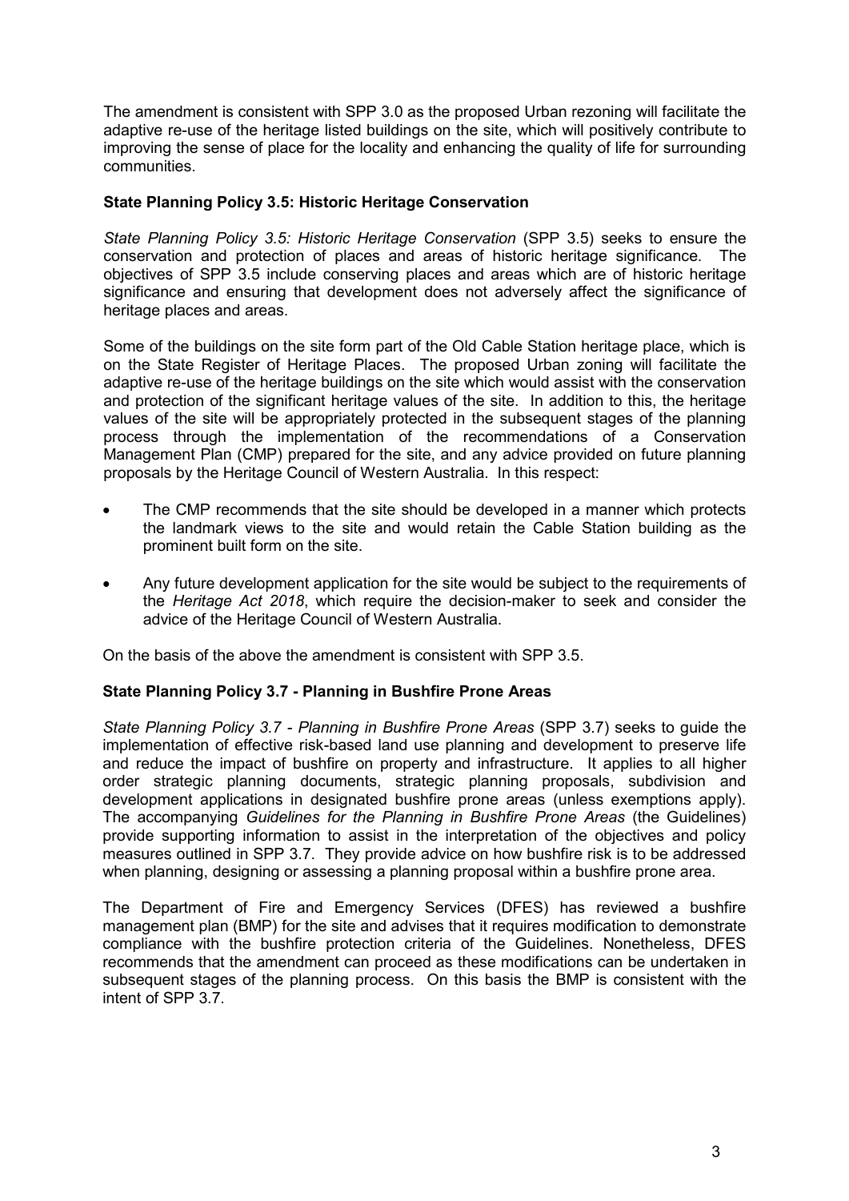The amendment is consistent with SPP 3.0 as the proposed Urban rezoning will facilitate the adaptive re-use of the heritage listed buildings on the site, which will positively contribute to improving the sense of place for the locality and enhancing the quality of life for surrounding communities.

**State Planning Policy 3.5: Historic Heritage Conservation**

*State Planning Policy 3.5: Historic Heritage Conservation* (SPP 3.5) seeks to ensure the conservation and protection of places and areas of historic heritage significance. The objectives of SPP 3.5 include conserving places and areas which are of historic heritage significance and ensuring that development does not adversely affect the significance of heritage places and areas.

Some of the buildings on the site form part of the Old Cable Station heritage place, which is on the State Register of Heritage Places. The proposed Urban zoning will facilitate the adaptive re-use of the heritage buildings on the site which would assist with the conservation and protection of the significant heritage values of the site. In addition to this, the heritage values of the site will be appropriately protected in the subsequent stages of the planning process through the implementation of the recommendations of a Conservation Management Plan (CMP) prepared for the site, and any advice provided on future planning proposals by the Heritage Council of Western Australia. In this respect:

- The CMP recommends that the site should be developed in a manner which protects the landmark views to the site and would retain the Cable Station building as the prominent built form on the site.
- Any future development application for the site would be subject to the requirements of the *Heritage Act 2018*, which require the decision-maker to seek and consider the advice of the Heritage Council of Western Australia.

On the basis of the above the amendment is consistent with SPP 3.5.

**State Planning Policy 3.7 - Planning in Bushfire Prone Areas**

*State Planning Policy 3.7 - Planning in Bushfire Prone Areas* (SPP 3.7) seeks to guide the implementation of effective risk-based land use planning and development to preserve life and reduce the impact of bushfire on property and infrastructure. It applies to all higher order strategic planning documents, strategic planning proposals, subdivision and development applications in designated bushfire prone areas (unless exemptions apply). The accompanying *Guidelines for the Planning in Bushfire Prone Areas* (the Guidelines) provide supporting information to assist in the interpretation of the objectives and policy measures outlined in SPP 3.7. They provide advice on how bushfire risk is to be addressed when planning, designing or assessing a planning proposal within a bushfire prone area.

The Department of Fire and Emergency Services (DFES) has reviewed a bushfire management plan (BMP) for the site and advises that it requires modification to demonstrate compliance with the bushfire protection criteria of the Guidelines. Nonetheless, DFES recommends that the amendment can proceed as these modifications can be undertaken in subsequent stages of the planning process. On this basis the BMP is consistent with the intent of SPP 3.7.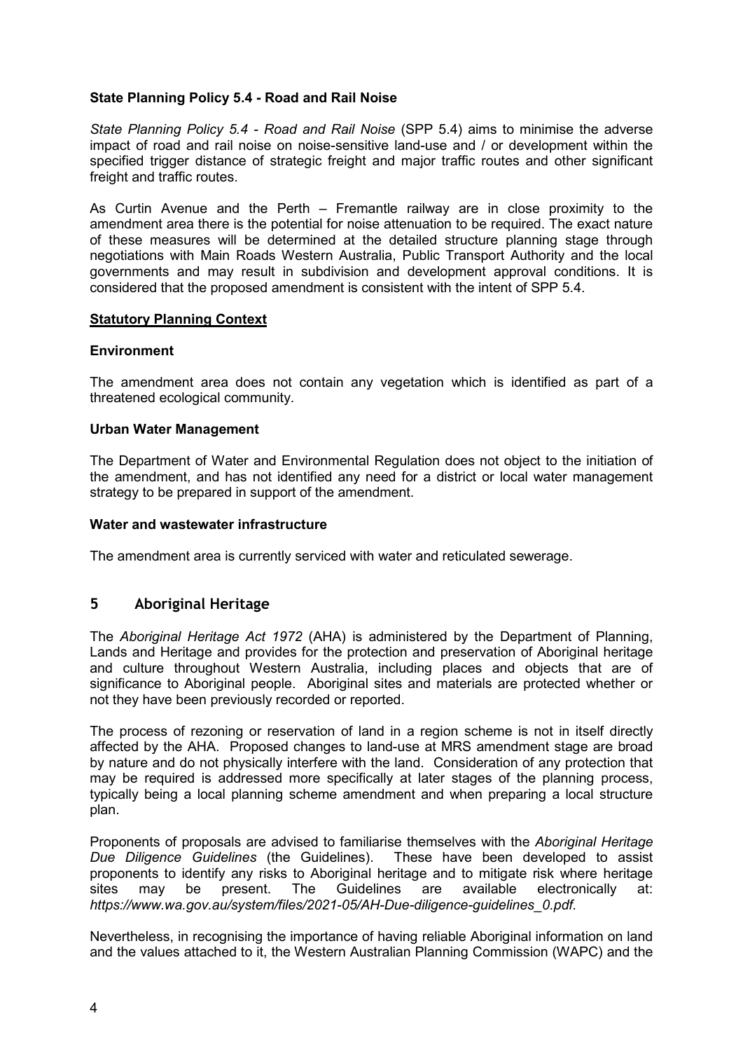**State Planning Policy 5.4 - Road and Rail Noise**

*State Planning Policy 5.4 - Road and Rail Noise* (SPP 5.4) aims to minimise the adverse impact of road and rail noise on noise-sensitive land-use and / or development within the specified trigger distance of strategic freight and major traffic routes and other significant freight and traffic routes.

As Curtin Avenue and the Perth – Fremantle railway are in close proximity to the amendment area there is the potential for noise attenuation to be required. The exact nature of these measures will be determined at the detailed structure planning stage through negotiations with Main Roads Western Australia, Public Transport Authority and the local governments and may result in subdivision and development approval conditions. It is considered that the proposed amendment is consistent with the intent of SPP 5.4.

**Statutory Planning Context**

**Environment**

The amendment area does not contain any vegetation which is identified as part of a threatened ecological community.

**Urban Water Management**

The Department of Water and Environmental Regulation does not object to the initiation of the amendment, and has not identified any need for a district or local water management strategy to be prepared in support of the amendment.

**Water and wastewater infrastructure**

The amendment area is currently serviced with water and reticulated sewerage.

## 5 Aboriginal Heritage

The *Aboriginal Heritage Act 1972* (AHA) is administered by the Department of Planning, Lands and Heritage and provides for the protection and preservation of Aboriginal heritage and culture throughout Western Australia, including places and objects that are of significance to Aboriginal people. Aboriginal sites and materials are protected whether or not they have been previously recorded or reported.

The process of rezoning or reservation of land in a region scheme is not in itself directly affected by the AHA. Proposed changes to land-use at MRS amendment stage are broad by nature and do not physically interfere with the land. Consideration of any protection that may be required is addressed more specifically at later stages of the planning process, typically being a local planning scheme amendment and when preparing a local structure plan.

Proponents of proposals are advised to familiarise themselves with the *Aboriginal Heritage Due Diligence Guidelines* (the Guidelines). These have been developed to assist proponents to identify any risks to Aboriginal heritage and to mitigate risk where heritage sites may be present. The Guidelines are available electronically at: *https://www.wa.gov.au/system/files/2021-05/AH-Due-diligence-guidelines_0.pdf.*

Nevertheless, in recognising the importance of having reliable Aboriginal information on land and the values attached to it, the Western Australian Planning Commission (WAPC) and the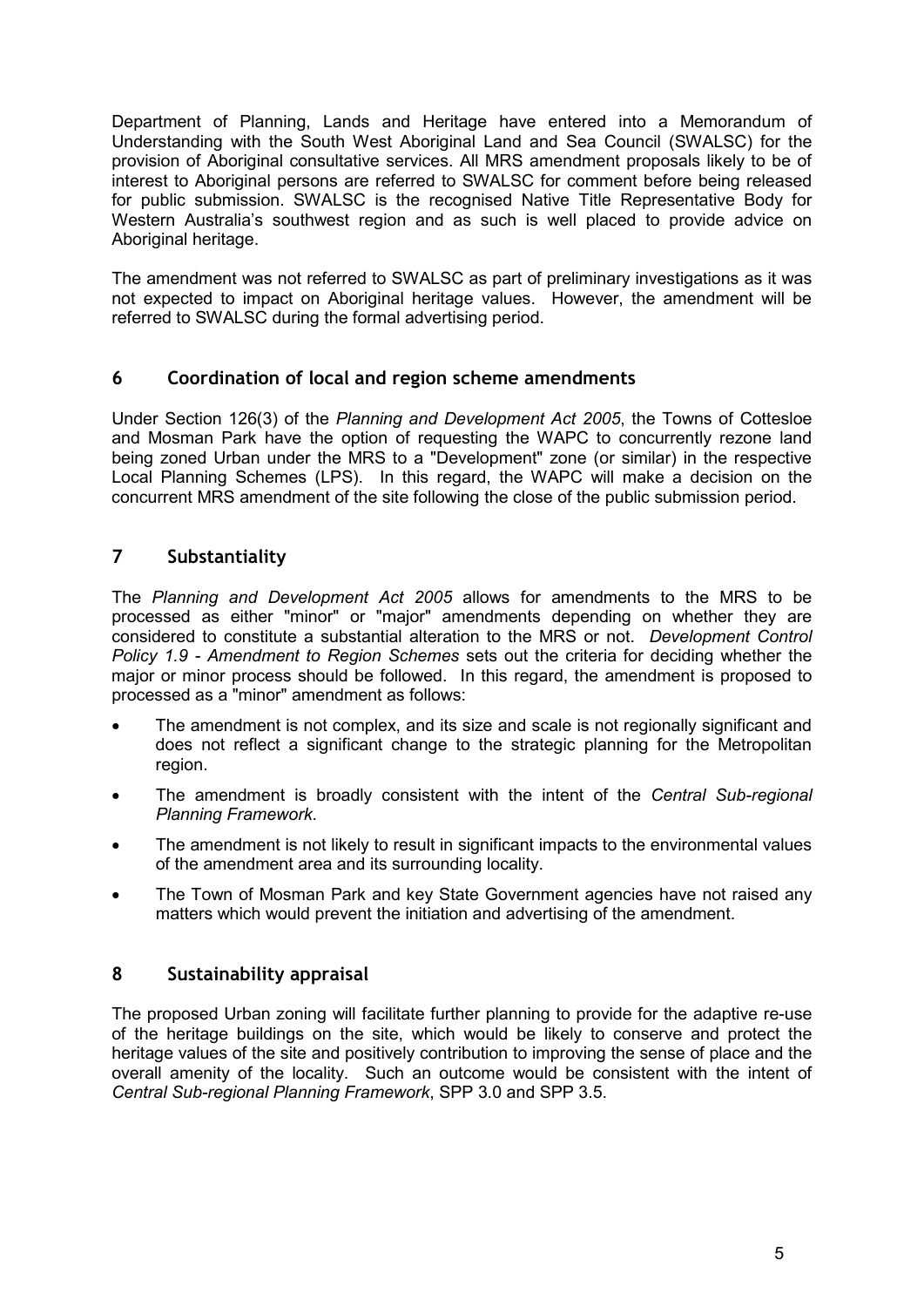Department of Planning, Lands and Heritage have entered into a Memorandum of Understanding with the South West Aboriginal Land and Sea Council (SWALSC) for the provision of Aboriginal consultative services. All MRS amendment proposals likely to be of interest to Aboriginal persons are referred to SWALSC for comment before being released for public submission. SWALSC is the recognised Native Title Representative Body for Western Australia's southwest region and as such is well placed to provide advice on Aboriginal heritage.

The amendment was not referred to SWALSC as part of preliminary investigations as it was not expected to impact on Aboriginal heritage values. However, the amendment will be referred to SWALSC during the formal advertising period.

## 6 Coordination of local and region scheme amendments

Under Section 126(3) of the *Planning and Development Act 2005*, the Towns of Cottesloe and Mosman Park have the option of requesting the WAPC to concurrently rezone land being zoned Urban under the MRS to a "Development" zone (or similar) in the respective Local Planning Schemes (LPS). In this regard, the WAPC will make a decision on the concurrent MRS amendment of the site following the close of the public submission period.

## 7 Substantiality

The *Planning and Development Act 2005* allows for amendments to the MRS to be processed as either "minor" or "major" amendments depending on whether they are considered to constitute a substantial alteration to the MRS or not. *Development Control Policy 1.9 - Amendment to Region Schemes* sets out the criteria for deciding whether the major or minor process should be followed. In this regard, the amendment is proposed to processed as a "minor" amendment as follows:

- The amendment is not complex, and its size and scale is not regionally significant and does not reflect a significant change to the strategic planning for the Metropolitan region.
- The amendment is broadly consistent with the intent of the *Central Sub-regional Planning Framework*.
- The amendment is not likely to result in significant impacts to the environmental values of the amendment area and its surrounding locality.
- The Town of Mosman Park and key State Government agencies have not raised any matters which would prevent the initiation and advertising of the amendment.

## 8 Sustainability appraisal

The proposed Urban zoning will facilitate further planning to provide for the adaptive re-use of the heritage buildings on the site, which would be likely to conserve and protect the heritage values of the site and positively contribution to improving the sense of place and the overall amenity of the locality. Such an outcome would be consistent with the intent of *Central Sub-regional Planning Framework*, SPP 3.0 and SPP 3.5.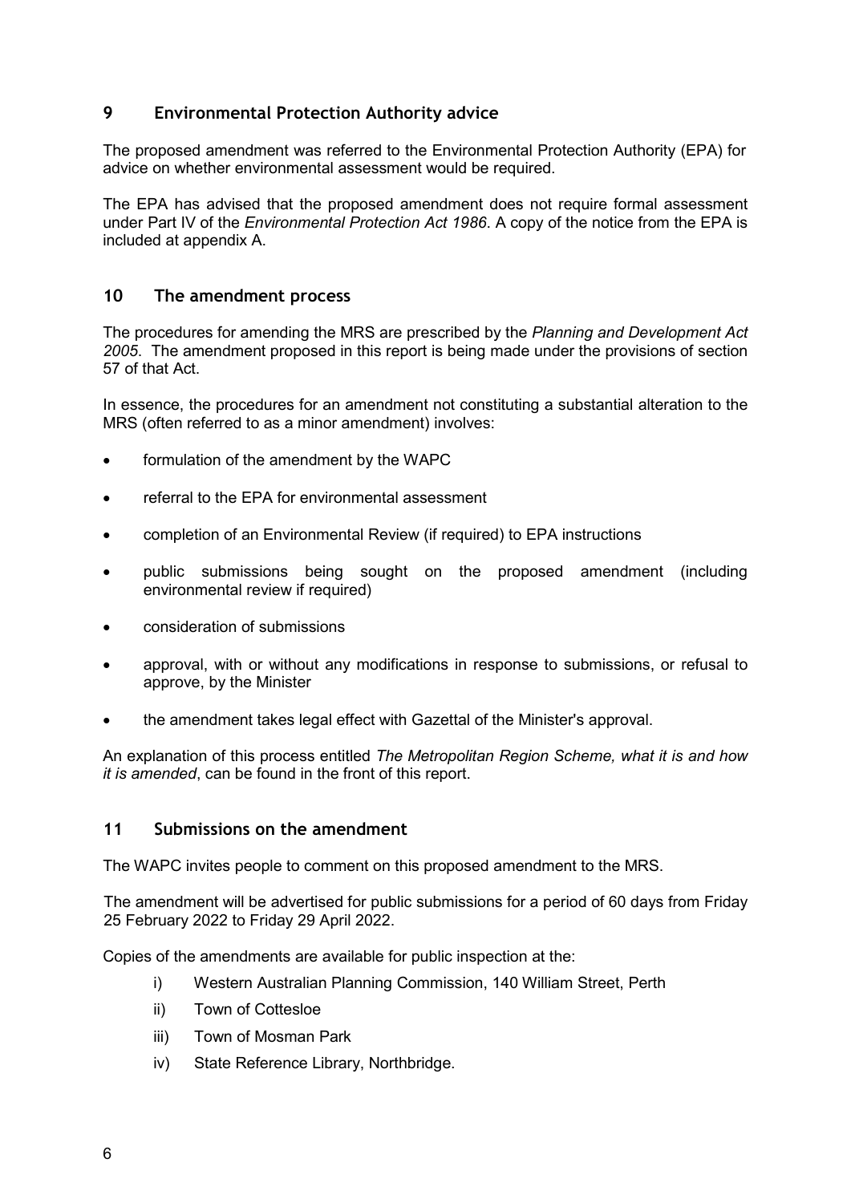## 9 Environmental Protection Authority advice

The proposed amendment was referred to the Environmental Protection Authority (EPA) for advice on whether environmental assessment would be required.

The EPA has advised that the proposed amendment does not require formal assessment under Part IV of the *Environmental Protection Act 1986*. A copy of the notice from the EPA is included at appendix A.

## 10 The amendment process

The procedures for amending the MRS are prescribed by the *Planning and Development Act 2005*. The amendment proposed in this report is being made under the provisions of section 57 of that Act.

In essence, the procedures for an amendment not constituting a substantial alteration to the MRS (often referred to as a minor amendment) involves:

- formulation of the amendment by the WAPC
- referral to the EPA for environmental assessment
- completion of an Environmental Review (if required) to EPA instructions
- public submissions being sought on the proposed amendment (including environmental review if required)
- consideration of submissions
- approval, with or without any modifications in response to submissions, or refusal to approve, by the Minister
- the amendment takes legal effect with Gazettal of the Minister's approval.

An explanation of this process entitled *The Metropolitan Region Scheme, what it is and how it is amended*, can be found in the front of this report.

## 11 Submissions on the amendment

The WAPC invites people to comment on this proposed amendment to the MRS.

The amendment will be advertised for public submissions for a period of 60 days from Friday 25 February 2022 to Friday 29 April 2022.

Copies of the amendments are available for public inspection at the:

i) Western Australian Planning Commission, 140 William Street, Perth
ii) Town of Cottesloe
iii) Town of Mosman Park
iv) State Reference Library, Northbridge.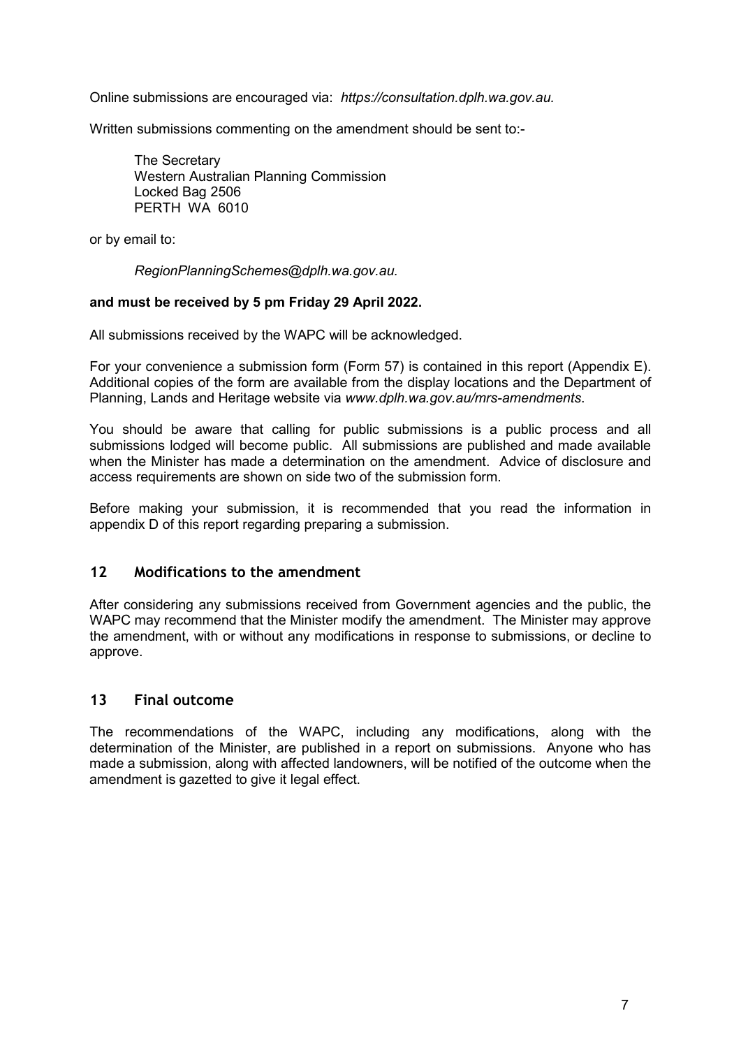Online submissions are encouraged via: *https://consultation.dplh.wa.gov.au.*

Written submissions commenting on the amendment should be sent to:-

The Secretary
Western Australian Planning Commission
Locked Bag 2506
PERTH WA 6010

or by email to:

*RegionPlanningSchemes@dplh.wa.gov.au.*

**and must be received by 5 pm Friday 29 April 2022.**

All submissions received by the WAPC will be acknowledged.

For your convenience a submission form (Form 57) is contained in this report (Appendix E). Additional copies of the form are available from the display locations and the Department of Planning, Lands and Heritage website via *www.dplh.wa.gov.au/mrs-amendments*.

You should be aware that calling for public submissions is a public process and all submissions lodged will become public. All submissions are published and made available when the Minister has made a determination on the amendment. Advice of disclosure and access requirements are shown on side two of the submission form.

Before making your submission, it is recommended that you read the information in appendix D of this report regarding preparing a submission.

## 12 Modifications to the amendment

After considering any submissions received from Government agencies and the public, the WAPC may recommend that the Minister modify the amendment. The Minister may approve the amendment, with or without any modifications in response to submissions, or decline to approve.

## 13 Final outcome

The recommendations of the WAPC, including any modifications, along with the determination of the Minister, are published in a report on submissions. Anyone who has made a submission, along with affected landowners, will be notified of the outcome when the amendment is gazetted to give it legal effect.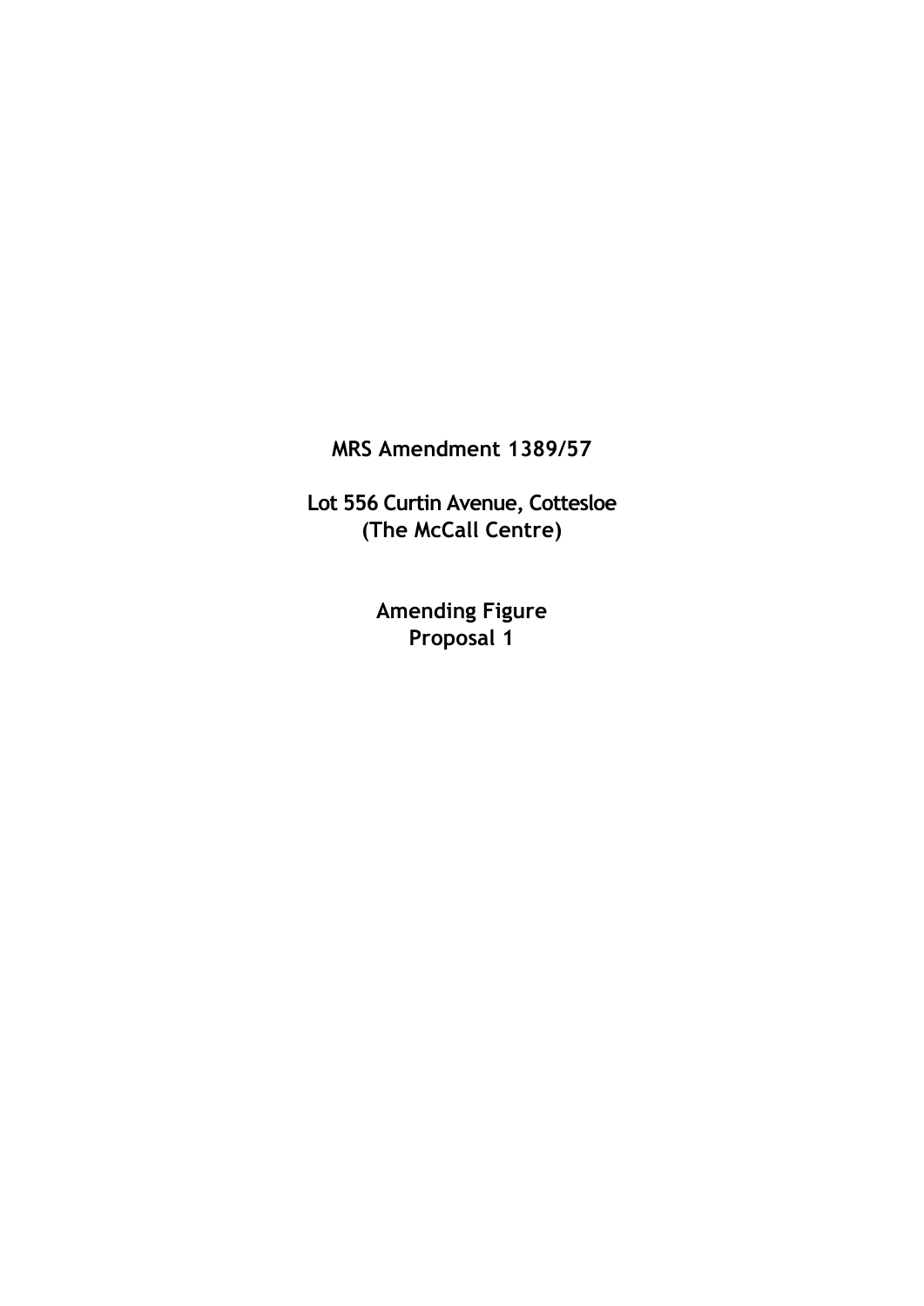**MRS Amendment 1389/57**

**Lot 556 Curtin Avenue, Cottesloe**
**(The McCall Centre)**

**Amending Figure**
**Proposal 1**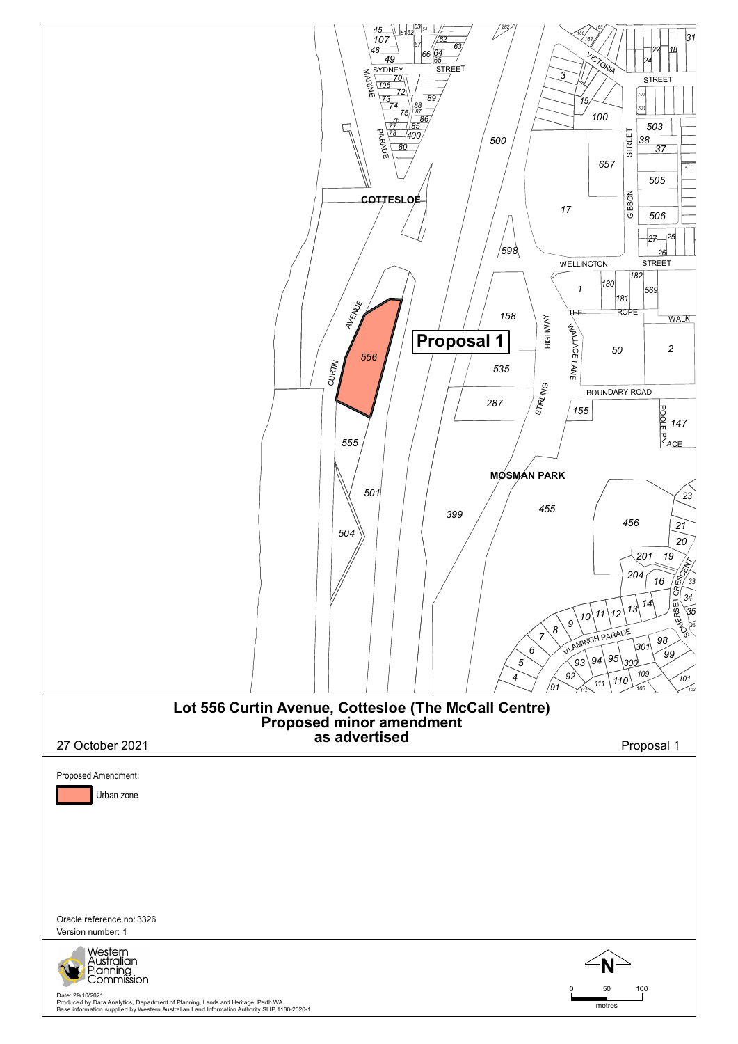# Lot 556 Curtin Avenue, Cottesloe (The McCall Centre)
## Proposed minor amendment
## as advertised

27 October 2021

Proposal 1

Proposed Amendment:

Urban zone

Oracle reference no: 3326

Version number: 1

Western Australian Planning Commission

Date: 29/10/2021

Produced by Data Analytics, Department of Planning, Lands and Heritage, Perth WA

Base information supplied by Western Australian Land Information Authority SLIP 1180-2020-1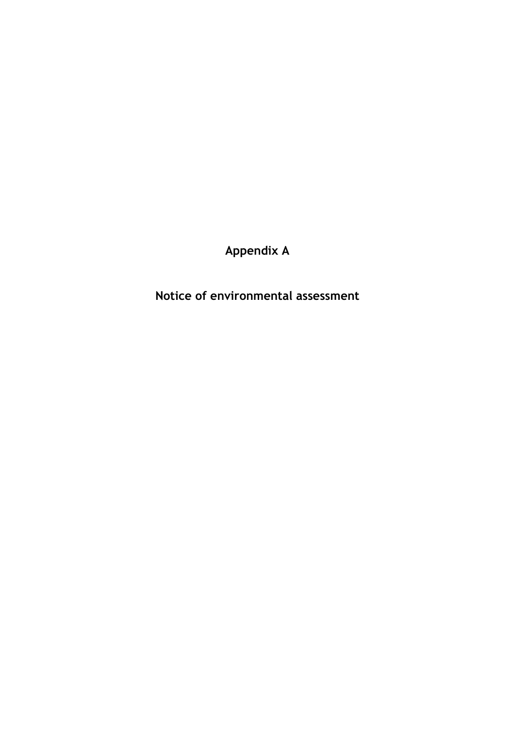# Appendix A

## Notice of environmental assessment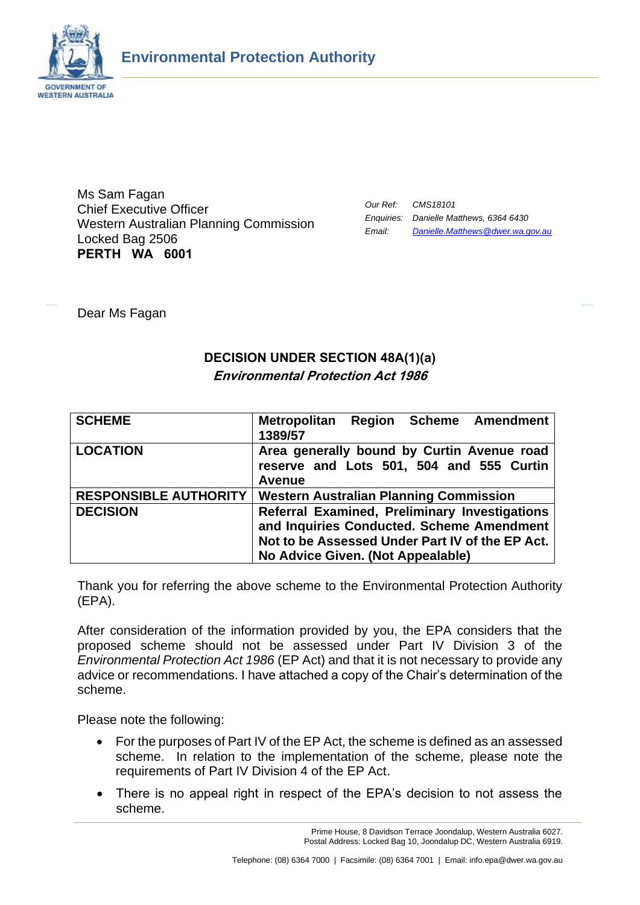Environmental Protection Authority

Ms Sam Fagan
Chief Executive Officer
Western Australian Planning Commission
Locked Bag 2506
**PERTH WA 6001**

*Our Ref:* *CMS18101*
*Enquiries:* *Danielle Matthews, 6364 6430*
*Email:* *Danielle.Matthews@dwer.wa.gov.au*

Dear Ms Fagan

## DECISION UNDER SECTION 48A(1)(a)
### *Environmental Protection Act 1986*

| | |
|---|---|
| **SCHEME** | **Metropolitan Region Scheme Amendment 1389/57** |
| **LOCATION** | **Area generally bound by Curtin Avenue road reserve and Lots 501, 504 and 555 Curtin Avenue** |
| **RESPONSIBLE AUTHORITY** | **Western Australian Planning Commission** |
| **DECISION** | **Referral Examined, Preliminary Investigations and Inquiries Conducted. Scheme Amendment Not to be Assessed Under Part IV of the EP Act. No Advice Given. (Not Appealable)** |

Thank you for referring the above scheme to the Environmental Protection Authority (EPA).

After consideration of the information provided by you, the EPA considers that the proposed scheme should not be assessed under Part IV Division 3 of the *Environmental Protection Act 1986* (EP Act) and that it is not necessary to provide any advice or recommendations. I have attached a copy of the Chair's determination of the scheme.

Please note the following:

- For the purposes of Part IV of the EP Act, the scheme is defined as an assessed scheme. In relation to the implementation of the scheme, please note the requirements of Part IV Division 4 of the EP Act.
- There is no appeal right in respect of the EPA's decision to not assess the scheme.

Prime House, 8 Davidson Terrace Joondalup, Western Australia 6027.
Postal Address: Locked Bag 10, Joondalup DC, Western Australia 6919.

Telephone: (08) 6364 7000 | Facsimile: (08) 6364 7001 | Email: info.epa@dwer.wa.gov.au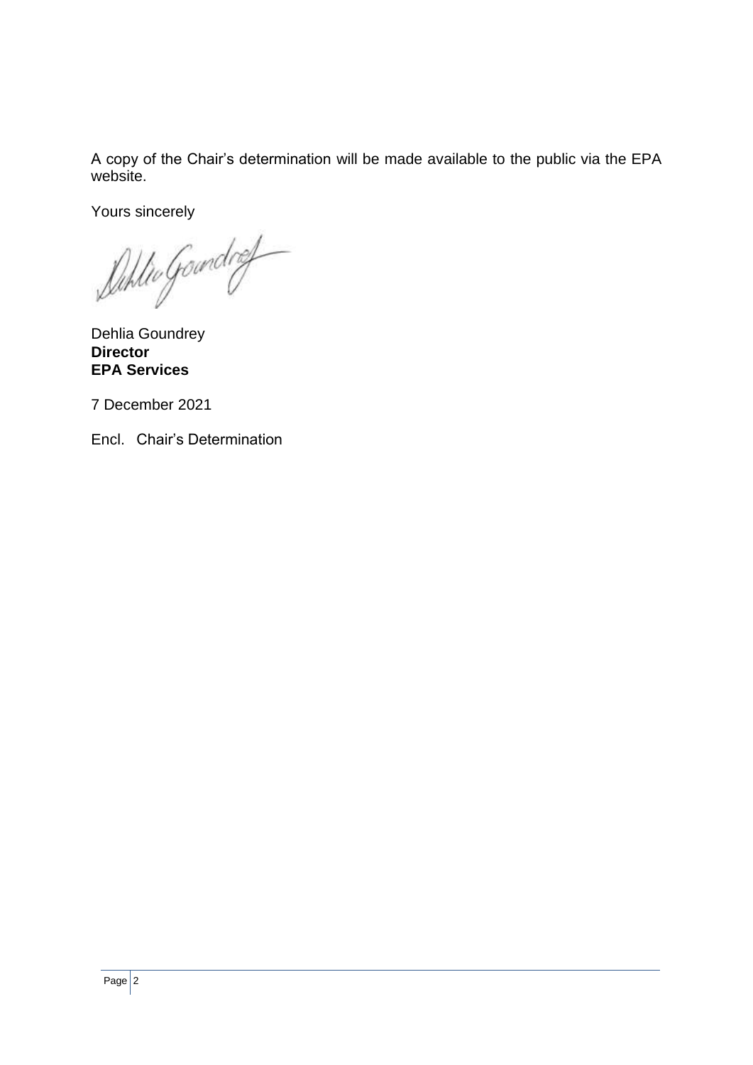A copy of the Chair's determination will be made available to the public via the EPA website.

Yours sincerely

Dehlia Goundrey
**Director**
**EPA Services**

7 December 2021

Encl. Chair's Determination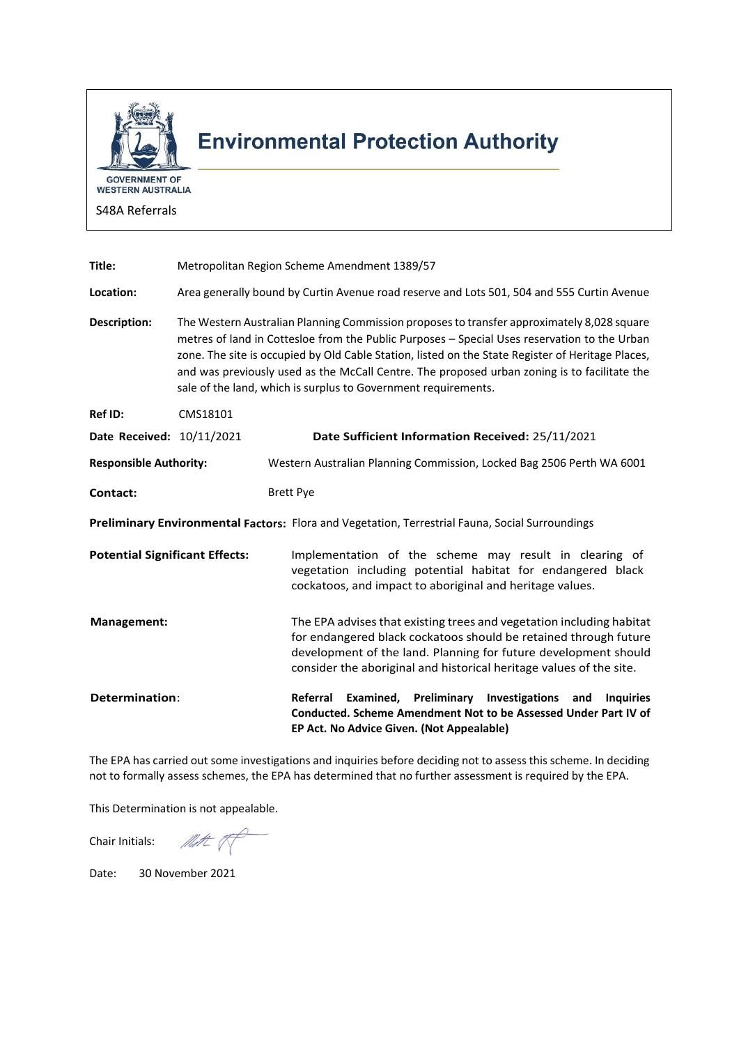**Environmental Protection Authority**

GOVERNMENT OF WESTERN AUSTRALIA

S48A Referrals

| | |
|---|---|
| **Title:** | Metropolitan Region Scheme Amendment 1389/57 |
| **Location:** | Area generally bound by Curtin Avenue road reserve and Lots 501, 504 and 555 Curtin Avenue |
| **Description:** | The Western Australian Planning Commission proposes to transfer approximately 8,028 square metres of land in Cottesloe from the Public Purposes – Special Uses reservation to the Urban zone. The site is occupied by Old Cable Station, listed on the State Register of Heritage Places, and was previously used as the McCall Centre. The proposed urban zoning is to facilitate the sale of the land, which is surplus to Government requirements. |
| **Ref ID:** | CMS18101 |
| **Date Received:** | 10/11/2021 — **Date Sufficient Information Received:** 25/11/2021 |
| **Responsible Authority:** | Western Australian Planning Commission, Locked Bag 2506 Perth WA 6001 |
| **Contact:** | Brett Pye |
| **Preliminary Environmental Factors:** | Flora and Vegetation, Terrestrial Fauna, Social Surroundings |
| **Potential Significant Effects:** | Implementation of the scheme may result in clearing of vegetation including potential habitat for endangered black cockatoos, and impact to aboriginal and heritage values. |
| **Management:** | The EPA advises that existing trees and vegetation including habitat for endangered black cockatoos should be retained through future development of the land. Planning for future development should consider the aboriginal and historical heritage values of the site. |
| **Determination:** | **Referral Examined, Preliminary Investigations and Inquiries Conducted. Scheme Amendment Not to be Assessed Under Part IV of EP Act. No Advice Given. (Not Appealable)** |

The EPA has carried out some investigations and inquiries before deciding not to assess this scheme. In deciding not to formally assess schemes, the EPA has determined that no further assessment is required by the EPA.

This Determination is not appealable.

Chair Initials:

Date: 30 November 2021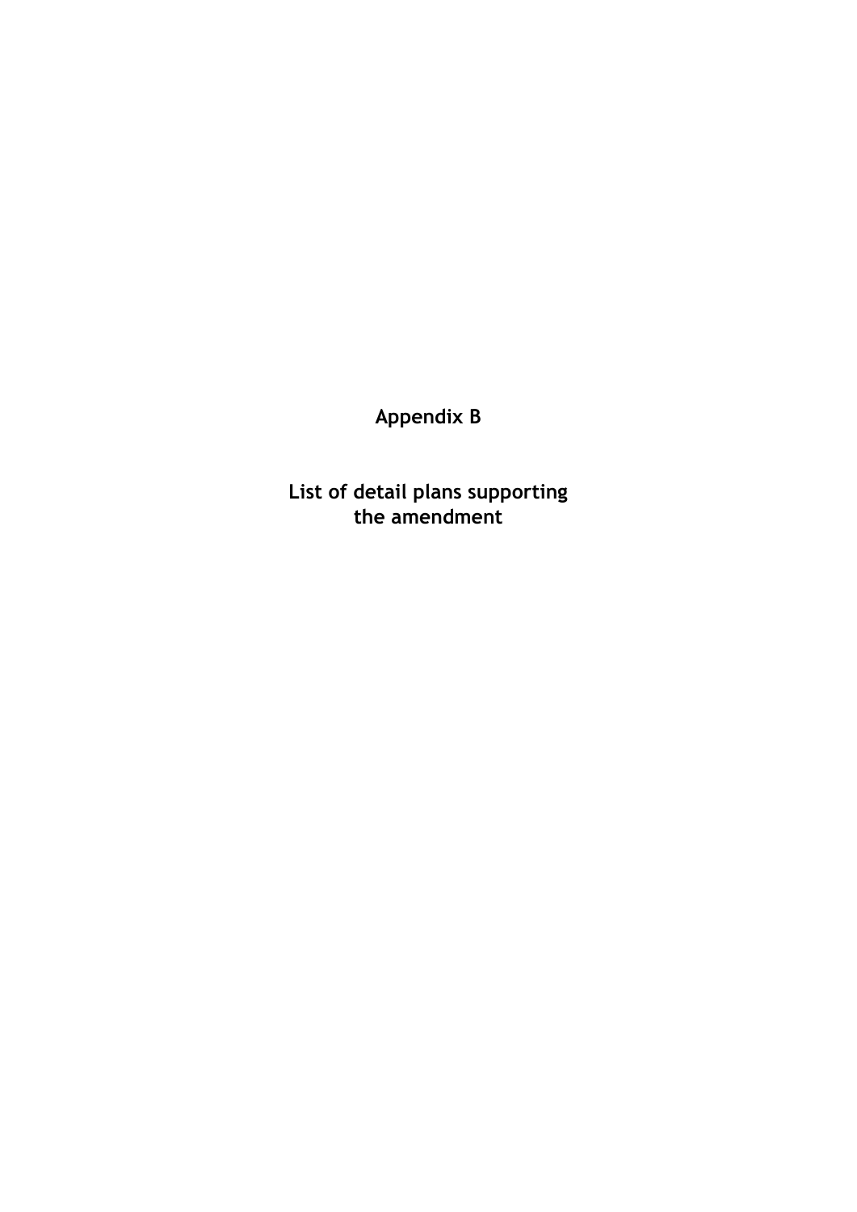# Appendix B

## List of detail plans supporting the amendment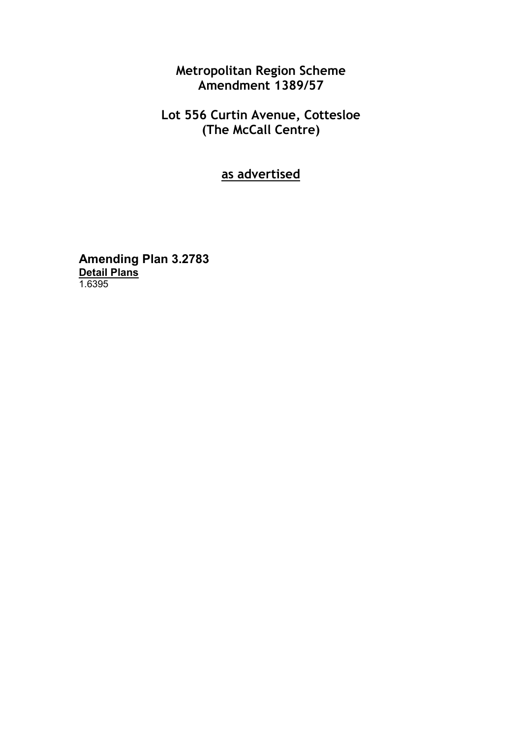# Metropolitan Region Scheme
# Amendment 1389/57

## Lot 556 Curtin Avenue, Cottesloe
## (The McCall Centre)

**as advertised**

**Amending Plan 3.2783**

**Detail Plans**

1.6395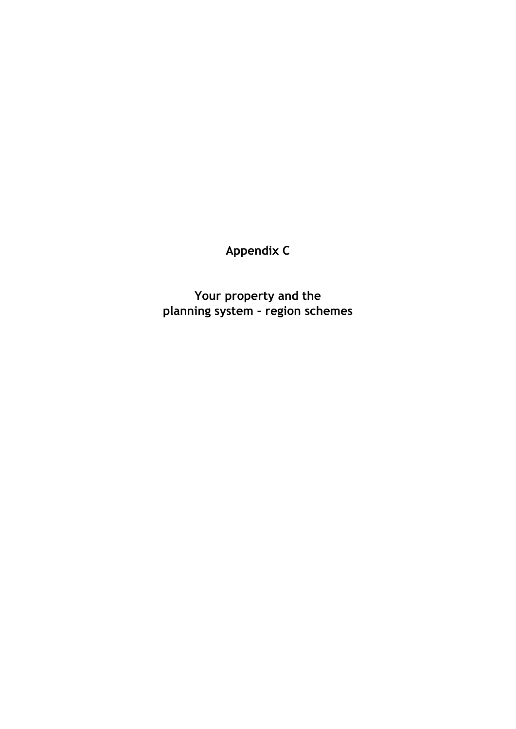# Appendix C

## Your property and the planning system – region schemes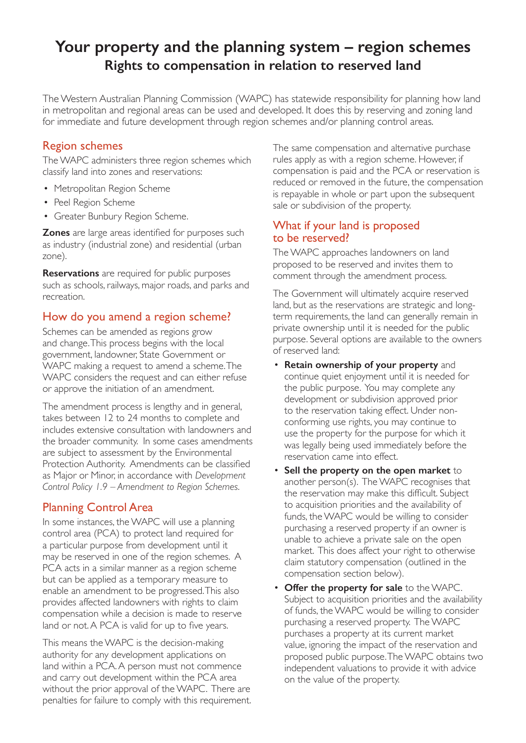# Your property and the planning system – region schemes
## Rights to compensation in relation to reserved land

The Western Australian Planning Commission (WAPC) has statewide responsibility for planning how land in metropolitan and regional areas can be used and developed. It does this by reserving and zoning land for immediate and future development through region schemes and/or planning control areas.

### Region schemes

The WAPC administers three region schemes which classify land into zones and reservations:

- Metropolitan Region Scheme
- Peel Region Scheme
- Greater Bunbury Region Scheme.

**Zones** are large areas identified for purposes such as industry (industrial zone) and residential (urban zone).

**Reservations** are required for public purposes such as schools, railways, major roads, and parks and recreation.

### How do you amend a region scheme?

Schemes can be amended as regions grow and change. This process begins with the local government, landowner, State Government or WAPC making a request to amend a scheme. The WAPC considers the request and can either refuse or approve the initiation of an amendment.

The amendment process is lengthy and in general, takes between 12 to 24 months to complete and includes extensive consultation with landowners and the broader community. In some cases amendments are subject to assessment by the Environmental Protection Authority. Amendments can be classified as Major or Minor, in accordance with *Development Control Policy 1.9 – Amendment to Region Schemes*.

### Planning Control Area

In some instances, the WAPC will use a planning control area (PCA) to protect land required for a particular purpose from development until it may be reserved in one of the region schemes. A PCA acts in a similar manner as a region scheme but can be applied as a temporary measure to enable an amendment to be progressed. This also provides affected landowners with rights to claim compensation while a decision is made to reserve land or not. A PCA is valid for up to five years.

This means the WAPC is the decision-making authority for any development applications on land within a PCA. A person must not commence and carry out development within the PCA area without the prior approval of the WAPC. There are penalties for failure to comply with this requirement.

The same compensation and alternative purchase rules apply as with a region scheme. However, if compensation is paid and the PCA or reservation is reduced or removed in the future, the compensation is repayable in whole or part upon the subsequent sale or subdivision of the property.

### What if your land is proposed to be reserved?

The WAPC approaches landowners on land proposed to be reserved and invites them to comment through the amendment process.

The Government will ultimately acquire reserved land, but as the reservations are strategic and long-term requirements, the land can generally remain in private ownership until it is needed for the public purpose. Several options are available to the owners of reserved land:

- **Retain ownership of your property** and continue quiet enjoyment until it is needed for the public purpose. You may complete any development or subdivision approved prior to the reservation taking effect. Under non-conforming use rights, you may continue to use the property for the purpose for which it was legally being used immediately before the reservation came into effect.
- **Sell the property on the open market** to another person(s). The WAPC recognises that the reservation may make this difficult. Subject to acquisition priorities and the availability of funds, the WAPC would be willing to consider purchasing a reserved property if an owner is unable to achieve a private sale on the open market. This does affect your right to otherwise claim statutory compensation (outlined in the compensation section below).
- **Offer the property for sale** to the WAPC. Subject to acquisition priorities and the availability of funds, the WAPC would be willing to consider purchasing a reserved property. The WAPC purchases a property at its current market value, ignoring the impact of the reservation and proposed public purpose. The WAPC obtains two independent valuations to provide it with advice on the value of the property.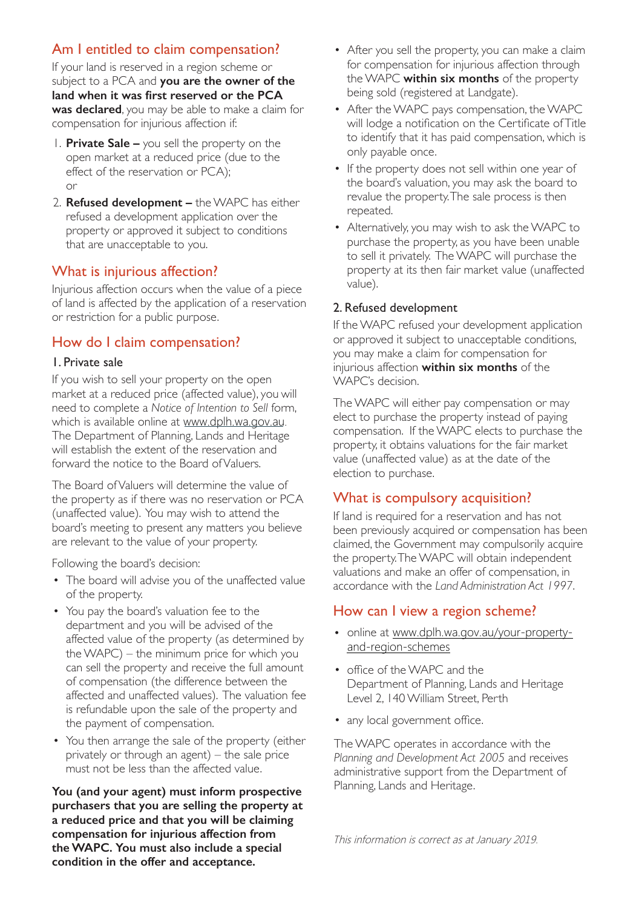## Am I entitled to claim compensation?

If your land is reserved in a region scheme or subject to a PCA and **you are the owner of the land when it was first reserved or the PCA was declared**, you may be able to make a claim for compensation for injurious affection if:

1. **Private Sale –** you sell the property on the open market at a reduced price (due to the effect of the reservation or PCA);
   or
2. **Refused development –** the WAPC has either refused a development application over the property or approved it subject to conditions that are unacceptable to you.

## What is injurious affection?

Injurious affection occurs when the value of a piece of land is affected by the application of a reservation or restriction for a public purpose.

## How do I claim compensation?

### 1. Private sale

If you wish to sell your property on the open market at a reduced price (affected value), you will need to complete a *Notice of Intention to Sell* form, which is available online at www.dplh.wa.gov.au. The Department of Planning, Lands and Heritage will establish the extent of the reservation and forward the notice to the Board of Valuers.

The Board of Valuers will determine the value of the property as if there was no reservation or PCA (unaffected value). You may wish to attend the board's meeting to present any matters you believe are relevant to the value of your property.

Following the board's decision:

- The board will advise you of the unaffected value of the property.
- You pay the board's valuation fee to the department and you will be advised of the affected value of the property (as determined by the WAPC) – the minimum price for which you can sell the property and receive the full amount of compensation (the difference between the affected and unaffected values). The valuation fee is refundable upon the sale of the property and the payment of compensation.
- You then arrange the sale of the property (either privately or through an agent) – the sale price must not be less than the affected value.

**You (and your agent) must inform prospective purchasers that you are selling the property at a reduced price and that you will be claiming compensation for injurious affection from the WAPC. You must also include a special condition in the offer and acceptance.**

- After you sell the property, you can make a claim for compensation for injurious affection through the WAPC **within six months** of the property being sold (registered at Landgate).
- After the WAPC pays compensation, the WAPC will lodge a notification on the Certificate of Title to identify that it has paid compensation, which is only payable once.
- If the property does not sell within one year of the board's valuation, you may ask the board to revalue the property. The sale process is then repeated.
- Alternatively, you may wish to ask the WAPC to purchase the property, as you have been unable to sell it privately. The WAPC will purchase the property at its then fair market value (unaffected value).

### 2. Refused development

If the WAPC refused your development application or approved it subject to unacceptable conditions, you may make a claim for compensation for injurious affection **within six months** of the WAPC's decision.

The WAPC will either pay compensation or may elect to purchase the property instead of paying compensation. If the WAPC elects to purchase the property, it obtains valuations for the fair market value (unaffected value) as at the date of the election to purchase.

## What is compulsory acquisition?

If land is required for a reservation and has not been previously acquired or compensation has been claimed, the Government may compulsorily acquire the property. The WAPC will obtain independent valuations and make an offer of compensation, in accordance with the *Land Administration Act 1997*.

## How can I view a region scheme?

- online at www.dplh.wa.gov.au/your-property-and-region-schemes
- office of the WAPC and the Department of Planning, Lands and Heritage Level 2, 140 William Street, Perth
- any local government office.

The WAPC operates in accordance with the *Planning and Development Act 2005* and receives administrative support from the Department of Planning, Lands and Heritage.

*This information is correct as at January 2019.*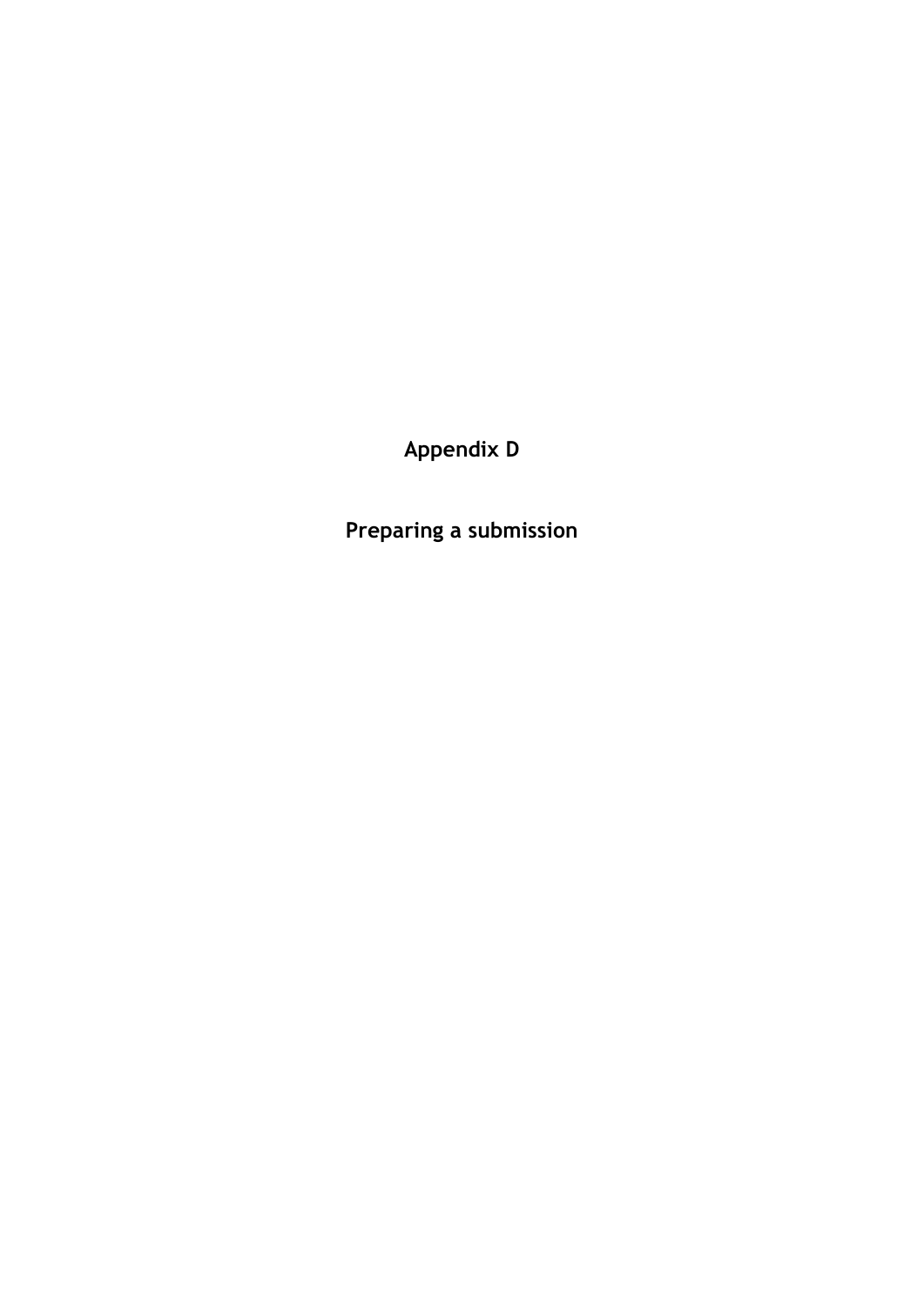# Appendix D

## Preparing a submission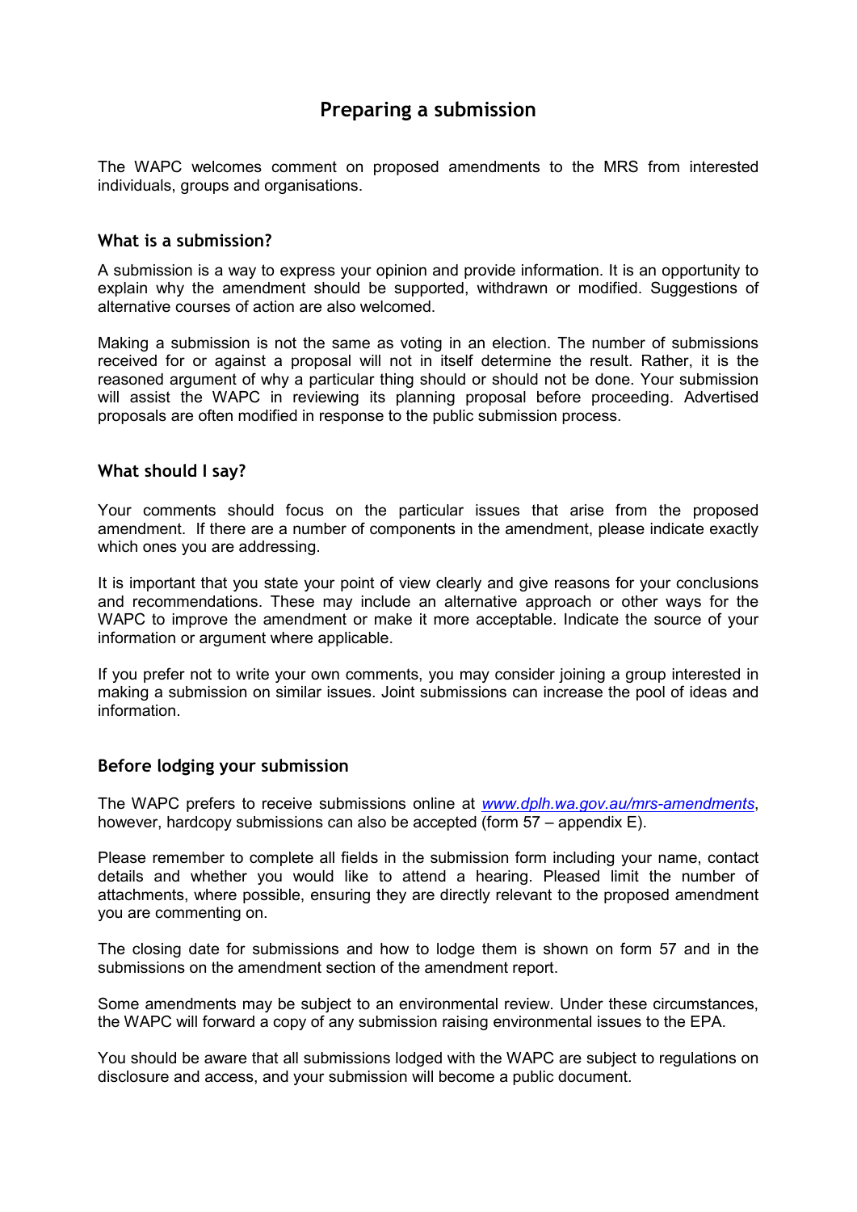# Preparing a submission

The WAPC welcomes comment on proposed amendments to the MRS from interested individuals, groups and organisations.

## What is a submission?

A submission is a way to express your opinion and provide information. It is an opportunity to explain why the amendment should be supported, withdrawn or modified. Suggestions of alternative courses of action are also welcomed.

Making a submission is not the same as voting in an election. The number of submissions received for or against a proposal will not in itself determine the result. Rather, it is the reasoned argument of why a particular thing should or should not be done. Your submission will assist the WAPC in reviewing its planning proposal before proceeding. Advertised proposals are often modified in response to the public submission process.

## What should I say?

Your comments should focus on the particular issues that arise from the proposed amendment. If there are a number of components in the amendment, please indicate exactly which ones you are addressing.

It is important that you state your point of view clearly and give reasons for your conclusions and recommendations. These may include an alternative approach or other ways for the WAPC to improve the amendment or make it more acceptable. Indicate the source of your information or argument where applicable.

If you prefer not to write your own comments, you may consider joining a group interested in making a submission on similar issues. Joint submissions can increase the pool of ideas and information.

## Before lodging your submission

The WAPC prefers to receive submissions online at *www.dplh.wa.gov.au/mrs-amendments*, however, hardcopy submissions can also be accepted (form 57 – appendix E).

Please remember to complete all fields in the submission form including your name, contact details and whether you would like to attend a hearing. Pleased limit the number of attachments, where possible, ensuring they are directly relevant to the proposed amendment you are commenting on.

The closing date for submissions and how to lodge them is shown on form 57 and in the submissions on the amendment section of the amendment report.

Some amendments may be subject to an environmental review. Under these circumstances, the WAPC will forward a copy of any submission raising environmental issues to the EPA.

You should be aware that all submissions lodged with the WAPC are subject to regulations on disclosure and access, and your submission will become a public document.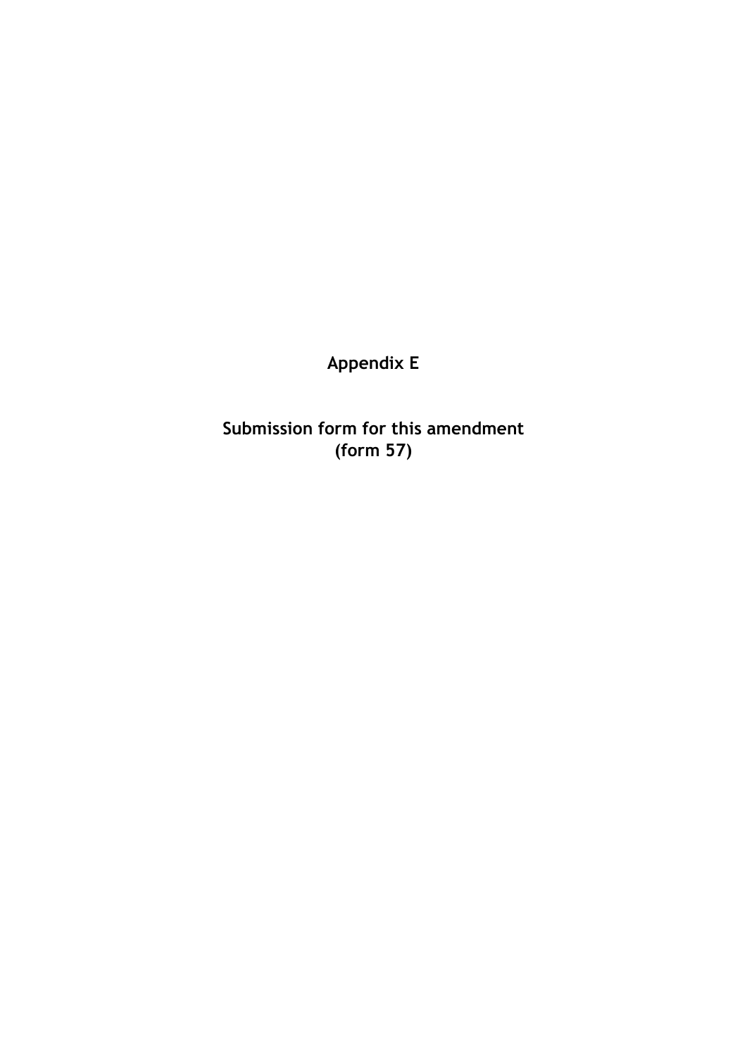# Appendix E

## Submission form for this amendment (form 57)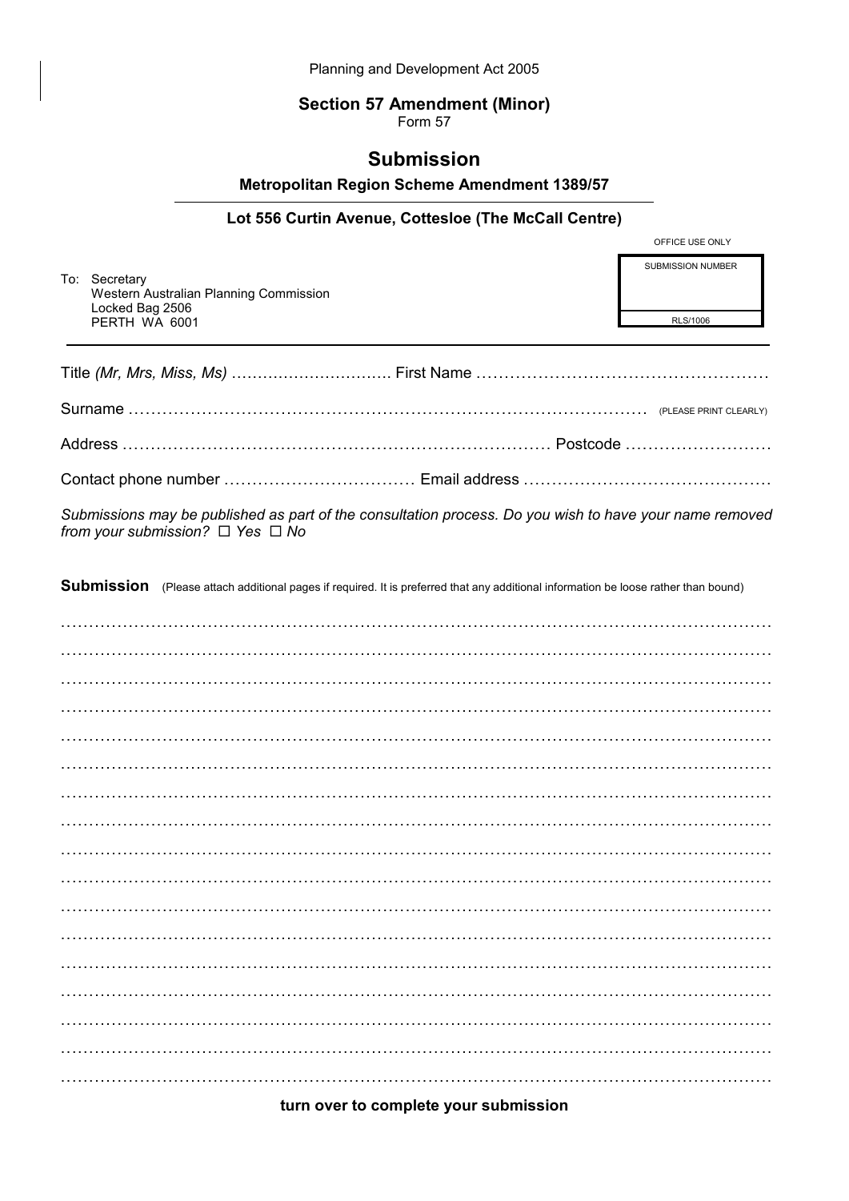Planning and Development Act 2005

**Section 57 Amendment (Minor)**
Form 57

# Submission

**Metropolitan Region Scheme Amendment 1389/57**

**Lot 556 Curtin Avenue, Cottesloe (The McCall Centre)**

OFFICE USE ONLY

| SUBMISSION NUMBER |
|---|
| |
| RLS/1006 |

To: Secretary
Western Australian Planning Commission
Locked Bag 2506
PERTH WA 6001

Title *(Mr, Mrs, Miss, Ms)* ………………………… First Name ……………………………………………

Surname ………………………………………………………………………………… (PLEASE PRINT CLEARLY)

Address ……………………………………………………………………… Postcode ………………………

Contact phone number …………………………… Email address ……………………………………

*Submissions may be published as part of the consultation process. Do you wish to have your name removed from your submission?* ☐ *Yes* ☐ *No*

**Submission** (Please attach additional pages if required. It is preferred that any additional information be loose rather than bound)

…………………………………………………………………………………………………………………

…………………………………………………………………………………………………………………

…………………………………………………………………………………………………………………

…………………………………………………………………………………………………………………

…………………………………………………………………………………………………………………

…………………………………………………………………………………………………………………

…………………………………………………………………………………………………………………

…………………………………………………………………………………………………………………

…………………………………………………………………………………………………………………

…………………………………………………………………………………………………………………

…………………………………………………………………………………………………………………

…………………………………………………………………………………………………………………

…………………………………………………………………………………………………………………

…………………………………………………………………………………………………………………

…………………………………………………………………………………………………………………

…………………………………………………………………………………………………………………

…………………………………………………………………………………………………………………

**turn over to complete your submission**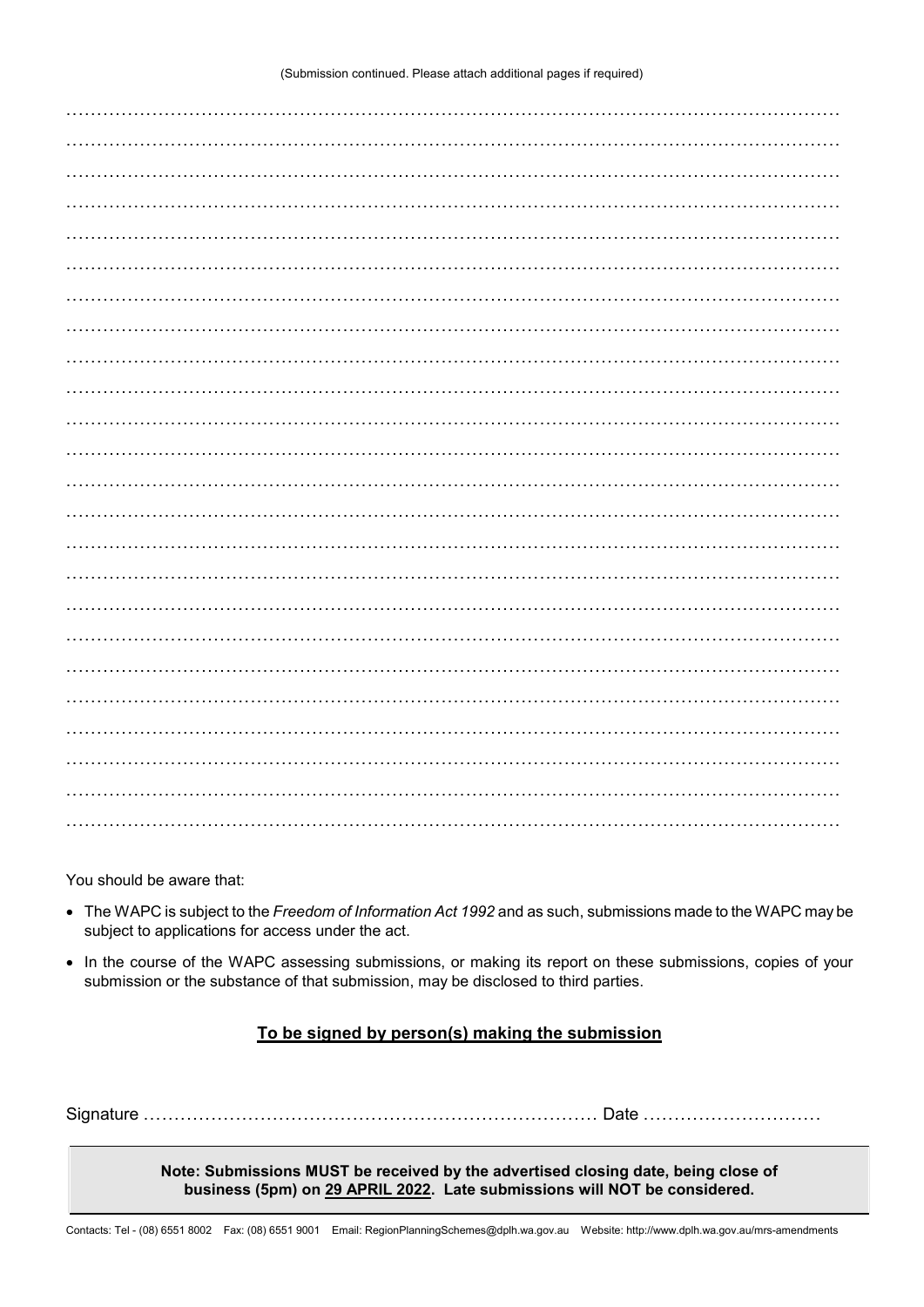(Submission continued. Please attach additional pages if required)

…………………………………………………………………………………………………………………

…………………………………………………………………………………………………………………

…………………………………………………………………………………………………………………

…………………………………………………………………………………………………………………

…………………………………………………………………………………………………………………

…………………………………………………………………………………………………………………

…………………………………………………………………………………………………………………

…………………………………………………………………………………………………………………

…………………………………………………………………………………………………………………

…………………………………………………………………………………………………………………

…………………………………………………………………………………………………………………

…………………………………………………………………………………………………………………

…………………………………………………………………………………………………………………

…………………………………………………………………………………………………………………

…………………………………………………………………………………………………………………

…………………………………………………………………………………………………………………

…………………………………………………………………………………………………………………

…………………………………………………………………………………………………………………

…………………………………………………………………………………………………………………

…………………………………………………………………………………………………………………

…………………………………………………………………………………………………………………

…………………………………………………………………………………………………………………

…………………………………………………………………………………………………………………

…………………………………………………………………………………………………………………

You should be aware that:

- The WAPC is subject to the *Freedom of Information Act 1992* and as such, submissions made to the WAPC may be subject to applications for access under the act.
- In the course of the WAPC assessing submissions, or making its report on these submissions, copies of your submission or the substance of that submission, may be disclosed to third parties.

**To be signed by person(s) making the submission**

Signature ……………………………………………………………………… Date …………………………

**Note: Submissions MUST be received by the advertised closing date, being close of business (5pm) on 29 APRIL 2022. Late submissions will NOT be considered.**

Contacts: Tel - (08) 6551 8002 Fax: (08) 6551 9001 Email: RegionPlanningSchemes@dplh.wa.gov.au Website: http://www.dplh.wa.gov.au/mrs-amendments